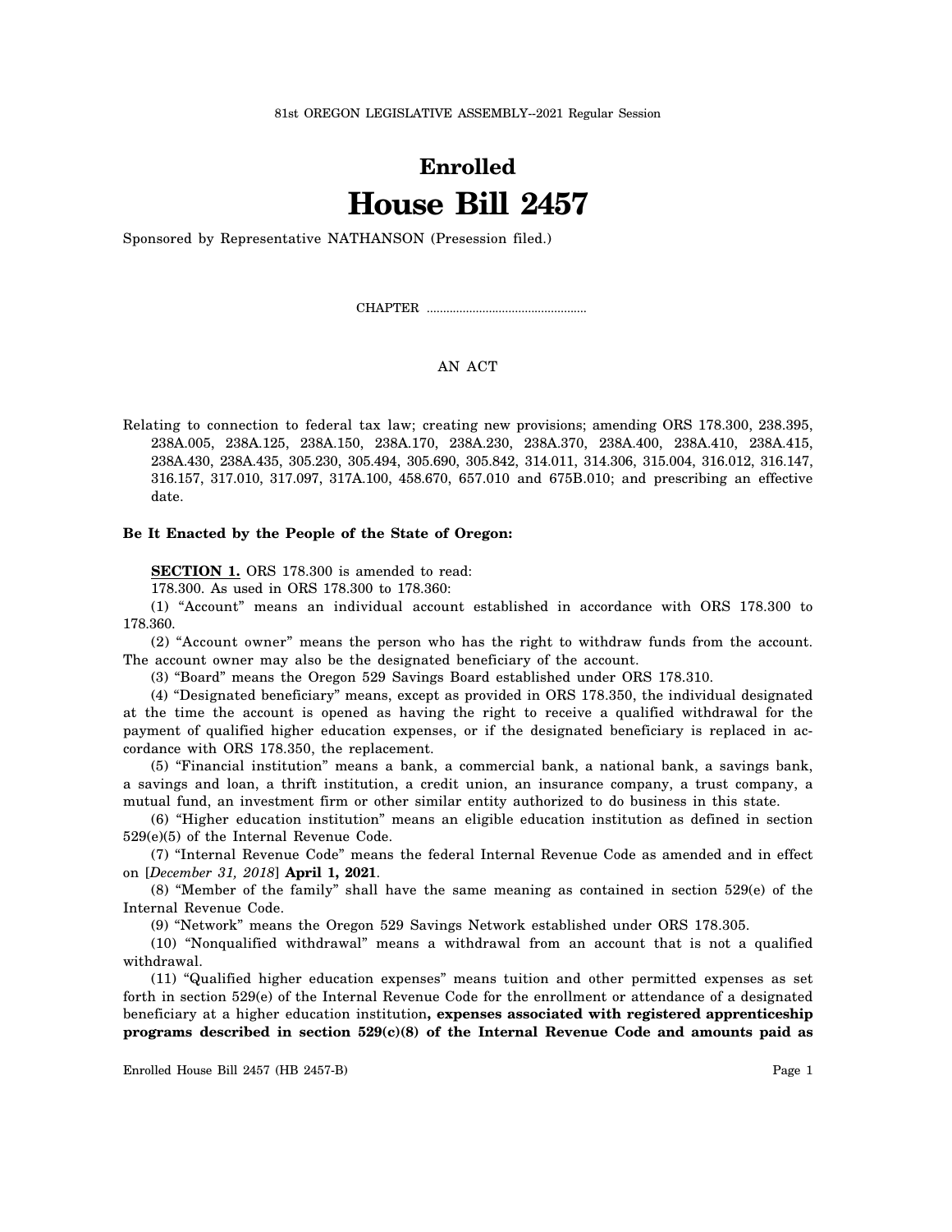81st OREGON LEGISLATIVE ASSEMBLY--2021 Regular Session

# Enrolled
# House Bill 2457

Sponsored by Representative NATHANSON (Presession filed.)

CHAPTER .................................................

AN ACT

Relating to connection to federal tax law; creating new provisions; amending ORS 178.300, 238.395, 238A.005, 238A.125, 238A.150, 238A.170, 238A.230, 238A.370, 238A.400, 238A.410, 238A.415, 238A.430, 238A.435, 305.230, 305.494, 305.690, 305.842, 314.011, 314.306, 315.004, 316.012, 316.147, 316.157, 317.010, 317.097, 317A.100, 458.670, 657.010 and 675B.010; and prescribing an effective date.

**Be It Enacted by the People of the State of Oregon:**

**SECTION 1.** ORS 178.300 is amended to read:

178.300. As used in ORS 178.300 to 178.360:

(1) "Account" means an individual account established in accordance with ORS 178.300 to 178.360.

(2) "Account owner" means the person who has the right to withdraw funds from the account. The account owner may also be the designated beneficiary of the account.

(3) "Board" means the Oregon 529 Savings Board established under ORS 178.310.

(4) "Designated beneficiary" means, except as provided in ORS 178.350, the individual designated at the time the account is opened as having the right to receive a qualified withdrawal for the payment of qualified higher education expenses, or if the designated beneficiary is replaced in accordance with ORS 178.350, the replacement.

(5) "Financial institution" means a bank, a commercial bank, a national bank, a savings bank, a savings and loan, a thrift institution, a credit union, an insurance company, a trust company, a mutual fund, an investment firm or other similar entity authorized to do business in this state.

(6) "Higher education institution" means an eligible education institution as defined in section 529(e)(5) of the Internal Revenue Code.

(7) "Internal Revenue Code" means the federal Internal Revenue Code as amended and in effect on [*December 31, 2018*] **April 1, 2021**.

(8) "Member of the family" shall have the same meaning as contained in section 529(e) of the Internal Revenue Code.

(9) "Network" means the Oregon 529 Savings Network established under ORS 178.305.

(10) "Nonqualified withdrawal" means a withdrawal from an account that is not a qualified withdrawal.

(11) "Qualified higher education expenses" means tuition and other permitted expenses as set forth in section 529(e) of the Internal Revenue Code for the enrollment or attendance of a designated beneficiary at a higher education institution**, expenses associated with registered apprenticeship programs described in section 529(c)(8) of the Internal Revenue Code and amounts paid as**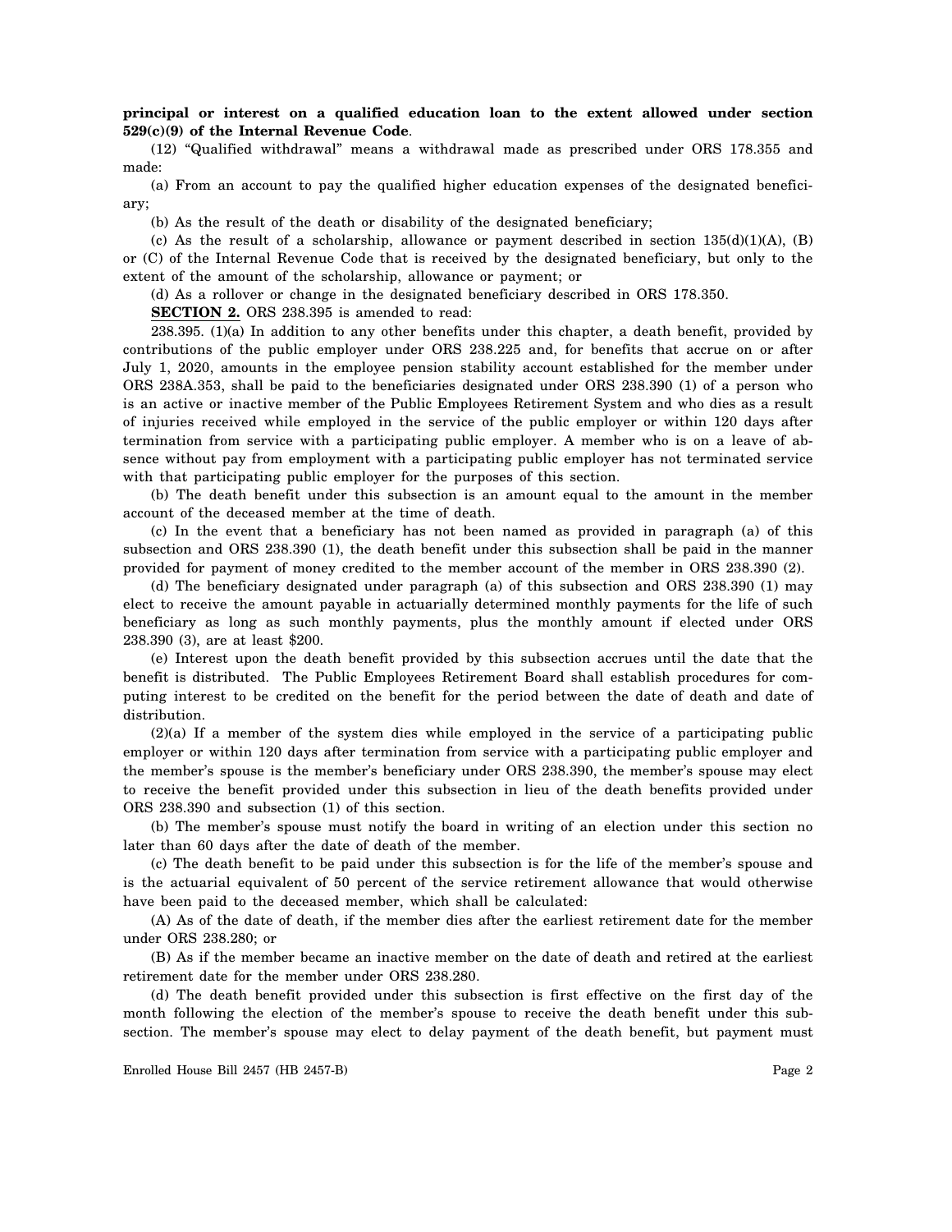**principal or interest on a qualified education loan to the extent allowed under section 529(c)(9) of the Internal Revenue Code**.

(12) "Qualified withdrawal" means a withdrawal made as prescribed under ORS 178.355 and made:

(a) From an account to pay the qualified higher education expenses of the designated beneficiary;

(b) As the result of the death or disability of the designated beneficiary;

(c) As the result of a scholarship, allowance or payment described in section 135(d)(1)(A), (B) or (C) of the Internal Revenue Code that is received by the designated beneficiary, but only to the extent of the amount of the scholarship, allowance or payment; or

(d) As a rollover or change in the designated beneficiary described in ORS 178.350.

**SECTION 2.** ORS 238.395 is amended to read:

238.395. (1)(a) In addition to any other benefits under this chapter, a death benefit, provided by contributions of the public employer under ORS 238.225 and, for benefits that accrue on or after July 1, 2020, amounts in the employee pension stability account established for the member under ORS 238A.353, shall be paid to the beneficiaries designated under ORS 238.390 (1) of a person who is an active or inactive member of the Public Employees Retirement System and who dies as a result of injuries received while employed in the service of the public employer or within 120 days after termination from service with a participating public employer. A member who is on a leave of absence without pay from employment with a participating public employer has not terminated service with that participating public employer for the purposes of this section.

(b) The death benefit under this subsection is an amount equal to the amount in the member account of the deceased member at the time of death.

(c) In the event that a beneficiary has not been named as provided in paragraph (a) of this subsection and ORS 238.390 (1), the death benefit under this subsection shall be paid in the manner provided for payment of money credited to the member account of the member in ORS 238.390 (2).

(d) The beneficiary designated under paragraph (a) of this subsection and ORS 238.390 (1) may elect to receive the amount payable in actuarially determined monthly payments for the life of such beneficiary as long as such monthly payments, plus the monthly amount if elected under ORS 238.390 (3), are at least $200.

(e) Interest upon the death benefit provided by this subsection accrues until the date that the benefit is distributed. The Public Employees Retirement Board shall establish procedures for computing interest to be credited on the benefit for the period between the date of death and date of distribution.

(2)(a) If a member of the system dies while employed in the service of a participating public employer or within 120 days after termination from service with a participating public employer and the member's spouse is the member's beneficiary under ORS 238.390, the member's spouse may elect to receive the benefit provided under this subsection in lieu of the death benefits provided under ORS 238.390 and subsection (1) of this section.

(b) The member's spouse must notify the board in writing of an election under this section no later than 60 days after the date of death of the member.

(c) The death benefit to be paid under this subsection is for the life of the member's spouse and is the actuarial equivalent of 50 percent of the service retirement allowance that would otherwise have been paid to the deceased member, which shall be calculated:

(A) As of the date of death, if the member dies after the earliest retirement date for the member under ORS 238.280; or

(B) As if the member became an inactive member on the date of death and retired at the earliest retirement date for the member under ORS 238.280.

(d) The death benefit provided under this subsection is first effective on the first day of the month following the election of the member's spouse to receive the death benefit under this subsection. The member's spouse may elect to delay payment of the death benefit, but payment must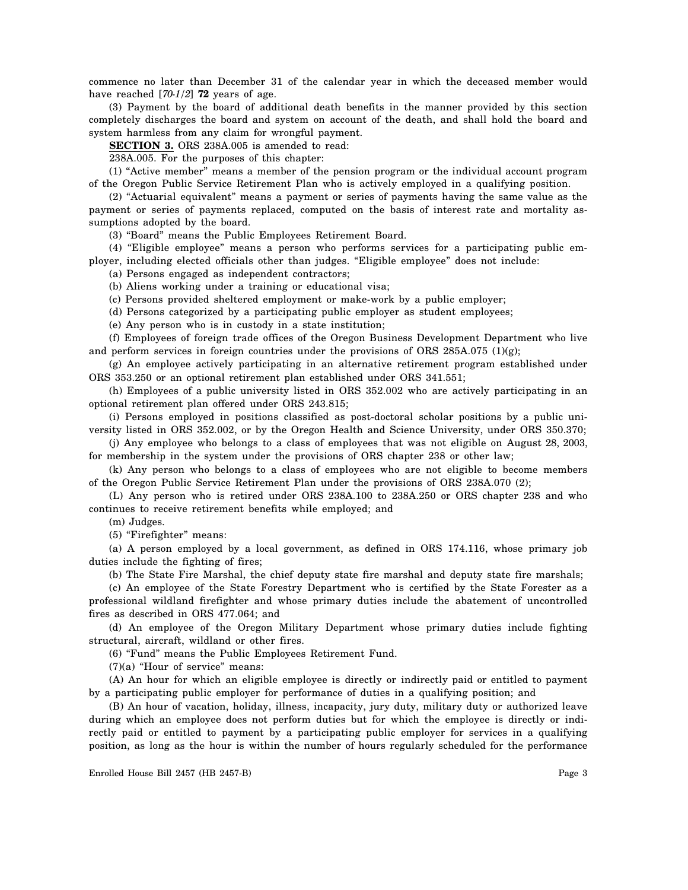commence no later than December 31 of the calendar year in which the deceased member would have reached [*70-1/2*] **72** years of age.

(3) Payment by the board of additional death benefits in the manner provided by this section completely discharges the board and system on account of the death, and shall hold the board and system harmless from any claim for wrongful payment.

**SECTION 3.** ORS 238A.005 is amended to read:

238A.005. For the purposes of this chapter:

(1) "Active member" means a member of the pension program or the individual account program of the Oregon Public Service Retirement Plan who is actively employed in a qualifying position.

(2) "Actuarial equivalent" means a payment or series of payments having the same value as the payment or series of payments replaced, computed on the basis of interest rate and mortality assumptions adopted by the board.

(3) "Board" means the Public Employees Retirement Board.

(4) "Eligible employee" means a person who performs services for a participating public employer, including elected officials other than judges. "Eligible employee" does not include:

(a) Persons engaged as independent contractors;

(b) Aliens working under a training or educational visa;

(c) Persons provided sheltered employment or make-work by a public employer;

(d) Persons categorized by a participating public employer as student employees;

(e) Any person who is in custody in a state institution;

(f) Employees of foreign trade offices of the Oregon Business Development Department who live and perform services in foreign countries under the provisions of ORS 285A.075 (1)(g);

(g) An employee actively participating in an alternative retirement program established under ORS 353.250 or an optional retirement plan established under ORS 341.551;

(h) Employees of a public university listed in ORS 352.002 who are actively participating in an optional retirement plan offered under ORS 243.815;

(i) Persons employed in positions classified as post-doctoral scholar positions by a public university listed in ORS 352.002, or by the Oregon Health and Science University, under ORS 350.370;

(j) Any employee who belongs to a class of employees that was not eligible on August 28, 2003, for membership in the system under the provisions of ORS chapter 238 or other law;

(k) Any person who belongs to a class of employees who are not eligible to become members of the Oregon Public Service Retirement Plan under the provisions of ORS 238A.070 (2);

(L) Any person who is retired under ORS 238A.100 to 238A.250 or ORS chapter 238 and who continues to receive retirement benefits while employed; and

(m) Judges.

(5) "Firefighter" means:

(a) A person employed by a local government, as defined in ORS 174.116, whose primary job duties include the fighting of fires;

(b) The State Fire Marshal, the chief deputy state fire marshal and deputy state fire marshals;

(c) An employee of the State Forestry Department who is certified by the State Forester as a professional wildland firefighter and whose primary duties include the abatement of uncontrolled fires as described in ORS 477.064; and

(d) An employee of the Oregon Military Department whose primary duties include fighting structural, aircraft, wildland or other fires.

(6) "Fund" means the Public Employees Retirement Fund.

(7)(a) "Hour of service" means:

(A) An hour for which an eligible employee is directly or indirectly paid or entitled to payment by a participating public employer for performance of duties in a qualifying position; and

(B) An hour of vacation, holiday, illness, incapacity, jury duty, military duty or authorized leave during which an employee does not perform duties but for which the employee is directly or indirectly paid or entitled to payment by a participating public employer for services in a qualifying position, as long as the hour is within the number of hours regularly scheduled for the performance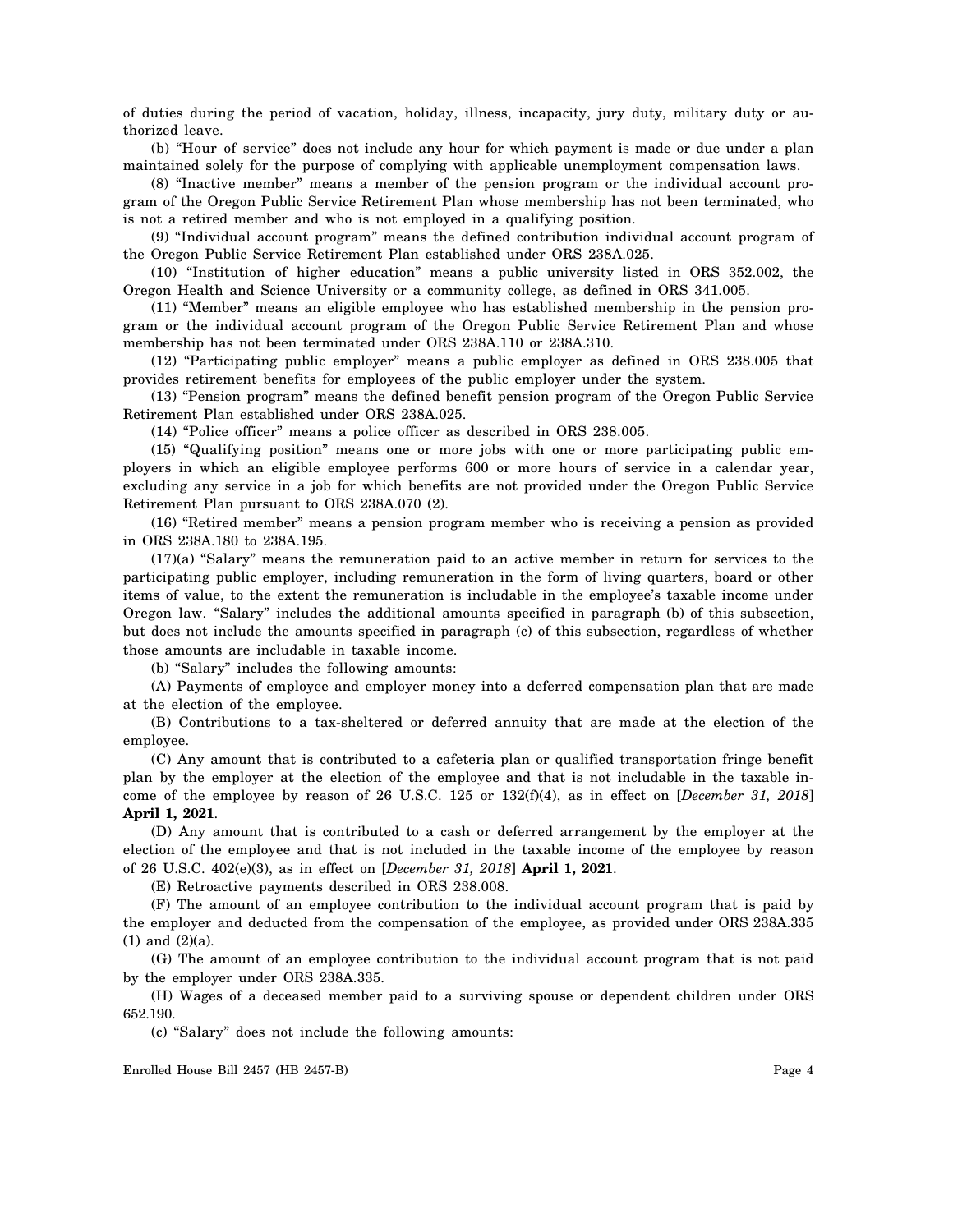of duties during the period of vacation, holiday, illness, incapacity, jury duty, military duty or authorized leave.

(b) "Hour of service" does not include any hour for which payment is made or due under a plan maintained solely for the purpose of complying with applicable unemployment compensation laws.

(8) "Inactive member" means a member of the pension program or the individual account program of the Oregon Public Service Retirement Plan whose membership has not been terminated, who is not a retired member and who is not employed in a qualifying position.

(9) "Individual account program" means the defined contribution individual account program of the Oregon Public Service Retirement Plan established under ORS 238A.025.

(10) "Institution of higher education" means a public university listed in ORS 352.002, the Oregon Health and Science University or a community college, as defined in ORS 341.005.

(11) "Member" means an eligible employee who has established membership in the pension program or the individual account program of the Oregon Public Service Retirement Plan and whose membership has not been terminated under ORS 238A.110 or 238A.310.

(12) "Participating public employer" means a public employer as defined in ORS 238.005 that provides retirement benefits for employees of the public employer under the system.

(13) "Pension program" means the defined benefit pension program of the Oregon Public Service Retirement Plan established under ORS 238A.025.

(14) "Police officer" means a police officer as described in ORS 238.005.

(15) "Qualifying position" means one or more jobs with one or more participating public employers in which an eligible employee performs 600 or more hours of service in a calendar year, excluding any service in a job for which benefits are not provided under the Oregon Public Service Retirement Plan pursuant to ORS 238A.070 (2).

(16) "Retired member" means a pension program member who is receiving a pension as provided in ORS 238A.180 to 238A.195.

(17)(a) "Salary" means the remuneration paid to an active member in return for services to the participating public employer, including remuneration in the form of living quarters, board or other items of value, to the extent the remuneration is includable in the employee's taxable income under Oregon law. "Salary" includes the additional amounts specified in paragraph (b) of this subsection, but does not include the amounts specified in paragraph (c) of this subsection, regardless of whether those amounts are includable in taxable income.

(b) "Salary" includes the following amounts:

(A) Payments of employee and employer money into a deferred compensation plan that are made at the election of the employee.

(B) Contributions to a tax-sheltered or deferred annuity that are made at the election of the employee.

(C) Any amount that is contributed to a cafeteria plan or qualified transportation fringe benefit plan by the employer at the election of the employee and that is not includable in the taxable income of the employee by reason of 26 U.S.C. 125 or 132(f)(4), as in effect on [*December 31, 2018*] **April 1, 2021**.

(D) Any amount that is contributed to a cash or deferred arrangement by the employer at the election of the employee and that is not included in the taxable income of the employee by reason of 26 U.S.C. 402(e)(3), as in effect on [*December 31, 2018*] **April 1, 2021**.

(E) Retroactive payments described in ORS 238.008.

(F) The amount of an employee contribution to the individual account program that is paid by the employer and deducted from the compensation of the employee, as provided under ORS 238A.335 (1) and (2)(a).

(G) The amount of an employee contribution to the individual account program that is not paid by the employer under ORS 238A.335.

(H) Wages of a deceased member paid to a surviving spouse or dependent children under ORS 652.190.

(c) "Salary" does not include the following amounts: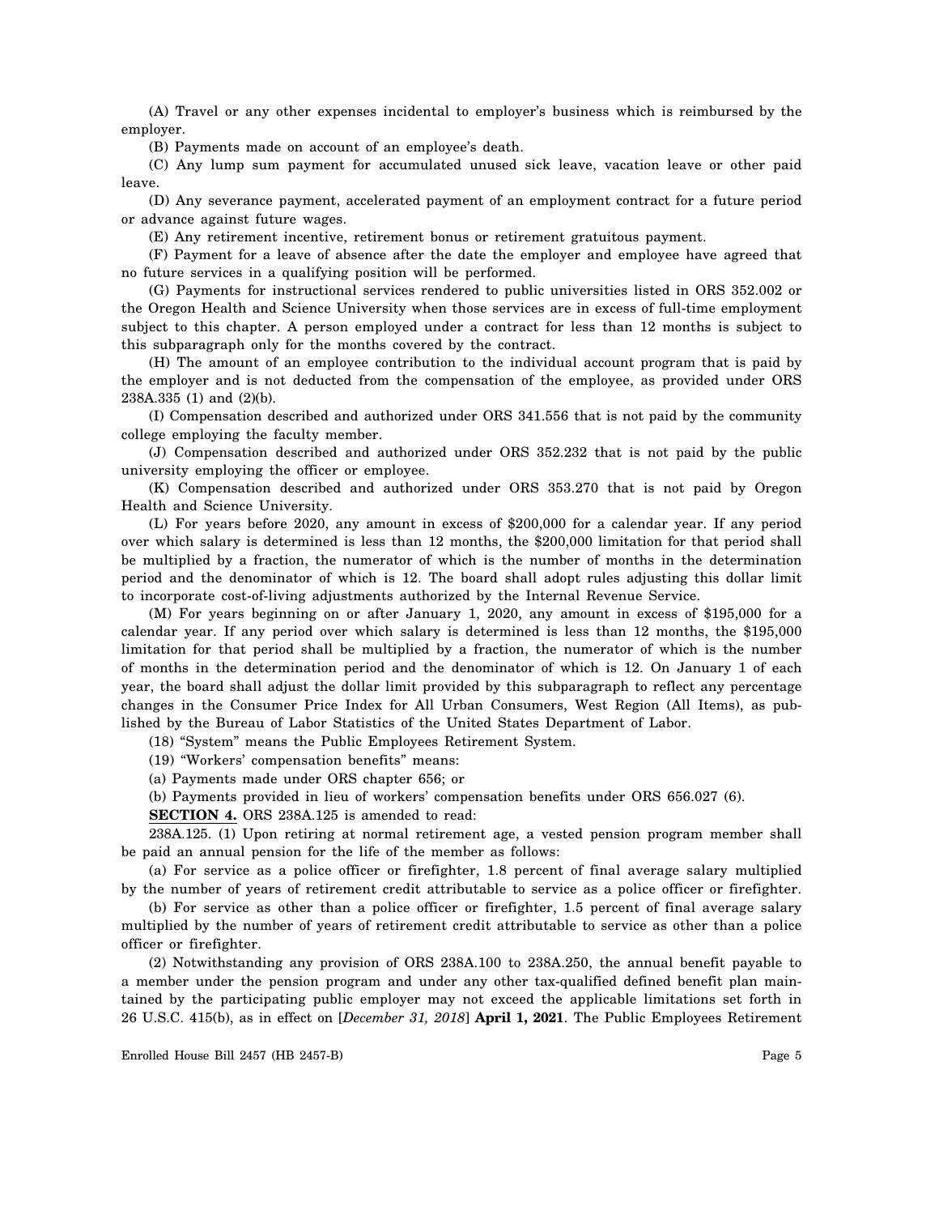(A) Travel or any other expenses incidental to employer's business which is reimbursed by the employer.

(B) Payments made on account of an employee's death.

(C) Any lump sum payment for accumulated unused sick leave, vacation leave or other paid leave.

(D) Any severance payment, accelerated payment of an employment contract for a future period or advance against future wages.

(E) Any retirement incentive, retirement bonus or retirement gratuitous payment.

(F) Payment for a leave of absence after the date the employer and employee have agreed that no future services in a qualifying position will be performed.

(G) Payments for instructional services rendered to public universities listed in ORS 352.002 or the Oregon Health and Science University when those services are in excess of full-time employment subject to this chapter. A person employed under a contract for less than 12 months is subject to this subparagraph only for the months covered by the contract.

(H) The amount of an employee contribution to the individual account program that is paid by the employer and is not deducted from the compensation of the employee, as provided under ORS 238A.335 (1) and (2)(b).

(I) Compensation described and authorized under ORS 341.556 that is not paid by the community college employing the faculty member.

(J) Compensation described and authorized under ORS 352.232 that is not paid by the public university employing the officer or employee.

(K) Compensation described and authorized under ORS 353.270 that is not paid by Oregon Health and Science University.

(L) For years before 2020, any amount in excess of $200,000 for a calendar year. If any period over which salary is determined is less than 12 months, the $200,000 limitation for that period shall be multiplied by a fraction, the numerator of which is the number of months in the determination period and the denominator of which is 12. The board shall adopt rules adjusting this dollar limit to incorporate cost-of-living adjustments authorized by the Internal Revenue Service.

(M) For years beginning on or after January 1, 2020, any amount in excess of $195,000 for a calendar year. If any period over which salary is determined is less than 12 months, the $195,000 limitation for that period shall be multiplied by a fraction, the numerator of which is the number of months in the determination period and the denominator of which is 12. On January 1 of each year, the board shall adjust the dollar limit provided by this subparagraph to reflect any percentage changes in the Consumer Price Index for All Urban Consumers, West Region (All Items), as published by the Bureau of Labor Statistics of the United States Department of Labor.

(18) "System" means the Public Employees Retirement System.

(19) "Workers' compensation benefits" means:

(a) Payments made under ORS chapter 656; or

(b) Payments provided in lieu of workers' compensation benefits under ORS 656.027 (6).

**SECTION 4.** ORS 238A.125 is amended to read:

238A.125. (1) Upon retiring at normal retirement age, a vested pension program member shall be paid an annual pension for the life of the member as follows:

(a) For service as a police officer or firefighter, 1.8 percent of final average salary multiplied by the number of years of retirement credit attributable to service as a police officer or firefighter.

(b) For service as other than a police officer or firefighter, 1.5 percent of final average salary multiplied by the number of years of retirement credit attributable to service as other than a police officer or firefighter.

(2) Notwithstanding any provision of ORS 238A.100 to 238A.250, the annual benefit payable to a member under the pension program and under any other tax-qualified defined benefit plan maintained by the participating public employer may not exceed the applicable limitations set forth in 26 U.S.C. 415(b), as in effect on [*December 31, 2018*] **April 1, 2021**. The Public Employees Retirement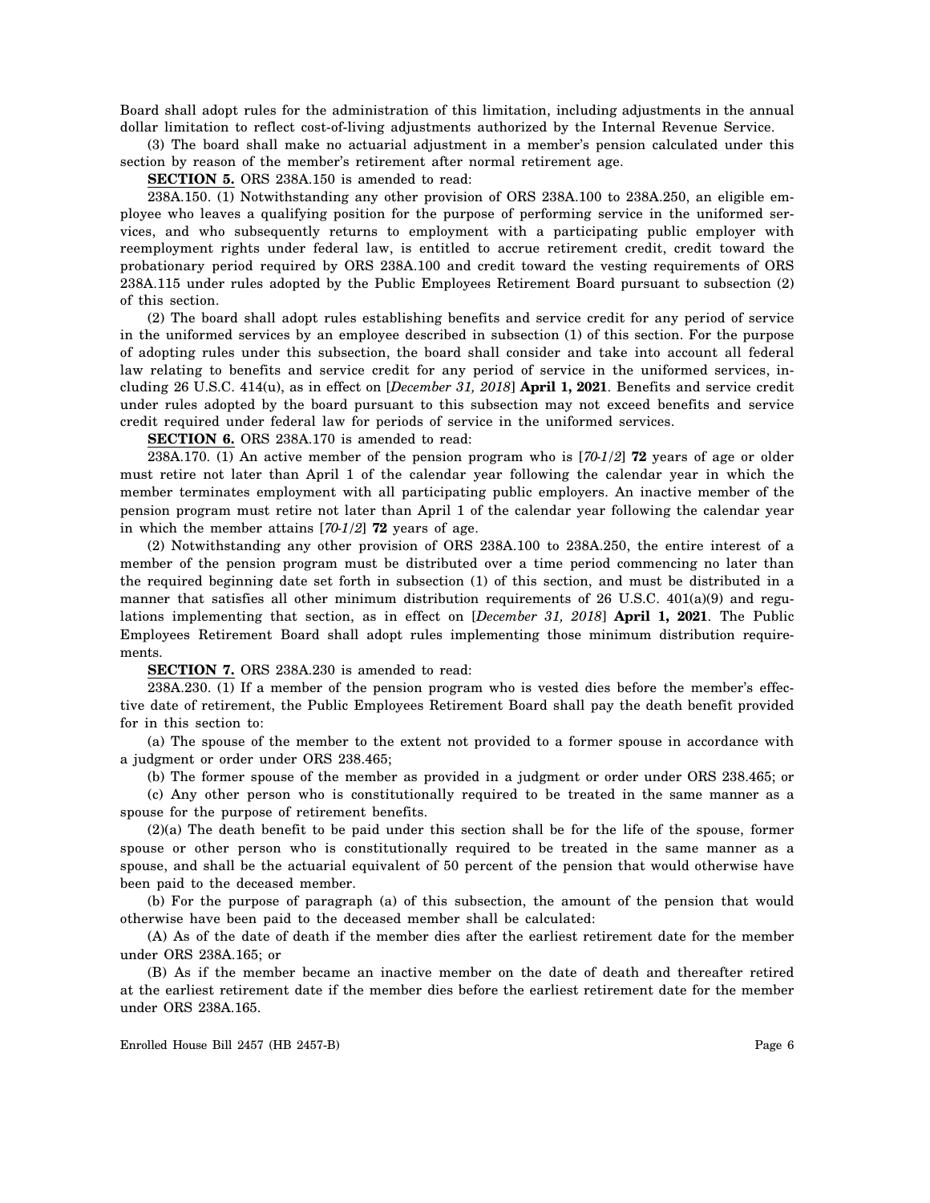Board shall adopt rules for the administration of this limitation, including adjustments in the annual dollar limitation to reflect cost-of-living adjustments authorized by the Internal Revenue Service.

(3) The board shall make no actuarial adjustment in a member's pension calculated under this section by reason of the member's retirement after normal retirement age.

**SECTION 5.** ORS 238A.150 is amended to read:

238A.150. (1) Notwithstanding any other provision of ORS 238A.100 to 238A.250, an eligible employee who leaves a qualifying position for the purpose of performing service in the uniformed services, and who subsequently returns to employment with a participating public employer with reemployment rights under federal law, is entitled to accrue retirement credit, credit toward the probationary period required by ORS 238A.100 and credit toward the vesting requirements of ORS 238A.115 under rules adopted by the Public Employees Retirement Board pursuant to subsection (2) of this section.

(2) The board shall adopt rules establishing benefits and service credit for any period of service in the uniformed services by an employee described in subsection (1) of this section. For the purpose of adopting rules under this subsection, the board shall consider and take into account all federal law relating to benefits and service credit for any period of service in the uniformed services, including 26 U.S.C. 414(u), as in effect on [*December 31, 2018*] **April 1, 2021**. Benefits and service credit under rules adopted by the board pursuant to this subsection may not exceed benefits and service credit required under federal law for periods of service in the uniformed services.

**SECTION 6.** ORS 238A.170 is amended to read:

238A.170. (1) An active member of the pension program who is [*70-1/2*] **72** years of age or older must retire not later than April 1 of the calendar year following the calendar year in which the member terminates employment with all participating public employers. An inactive member of the pension program must retire not later than April 1 of the calendar year following the calendar year in which the member attains [*70-1/2*] **72** years of age.

(2) Notwithstanding any other provision of ORS 238A.100 to 238A.250, the entire interest of a member of the pension program must be distributed over a time period commencing no later than the required beginning date set forth in subsection (1) of this section, and must be distributed in a manner that satisfies all other minimum distribution requirements of 26 U.S.C. 401(a)(9) and regulations implementing that section, as in effect on [*December 31, 2018*] **April 1, 2021**. The Public Employees Retirement Board shall adopt rules implementing those minimum distribution requirements.

**SECTION 7.** ORS 238A.230 is amended to read:

238A.230. (1) If a member of the pension program who is vested dies before the member's effective date of retirement, the Public Employees Retirement Board shall pay the death benefit provided for in this section to:

(a) The spouse of the member to the extent not provided to a former spouse in accordance with a judgment or order under ORS 238.465;

(b) The former spouse of the member as provided in a judgment or order under ORS 238.465; or

(c) Any other person who is constitutionally required to be treated in the same manner as a spouse for the purpose of retirement benefits.

(2)(a) The death benefit to be paid under this section shall be for the life of the spouse, former spouse or other person who is constitutionally required to be treated in the same manner as a spouse, and shall be the actuarial equivalent of 50 percent of the pension that would otherwise have been paid to the deceased member.

(b) For the purpose of paragraph (a) of this subsection, the amount of the pension that would otherwise have been paid to the deceased member shall be calculated:

(A) As of the date of death if the member dies after the earliest retirement date for the member under ORS 238A.165; or

(B) As if the member became an inactive member on the date of death and thereafter retired at the earliest retirement date if the member dies before the earliest retirement date for the member under ORS 238A.165.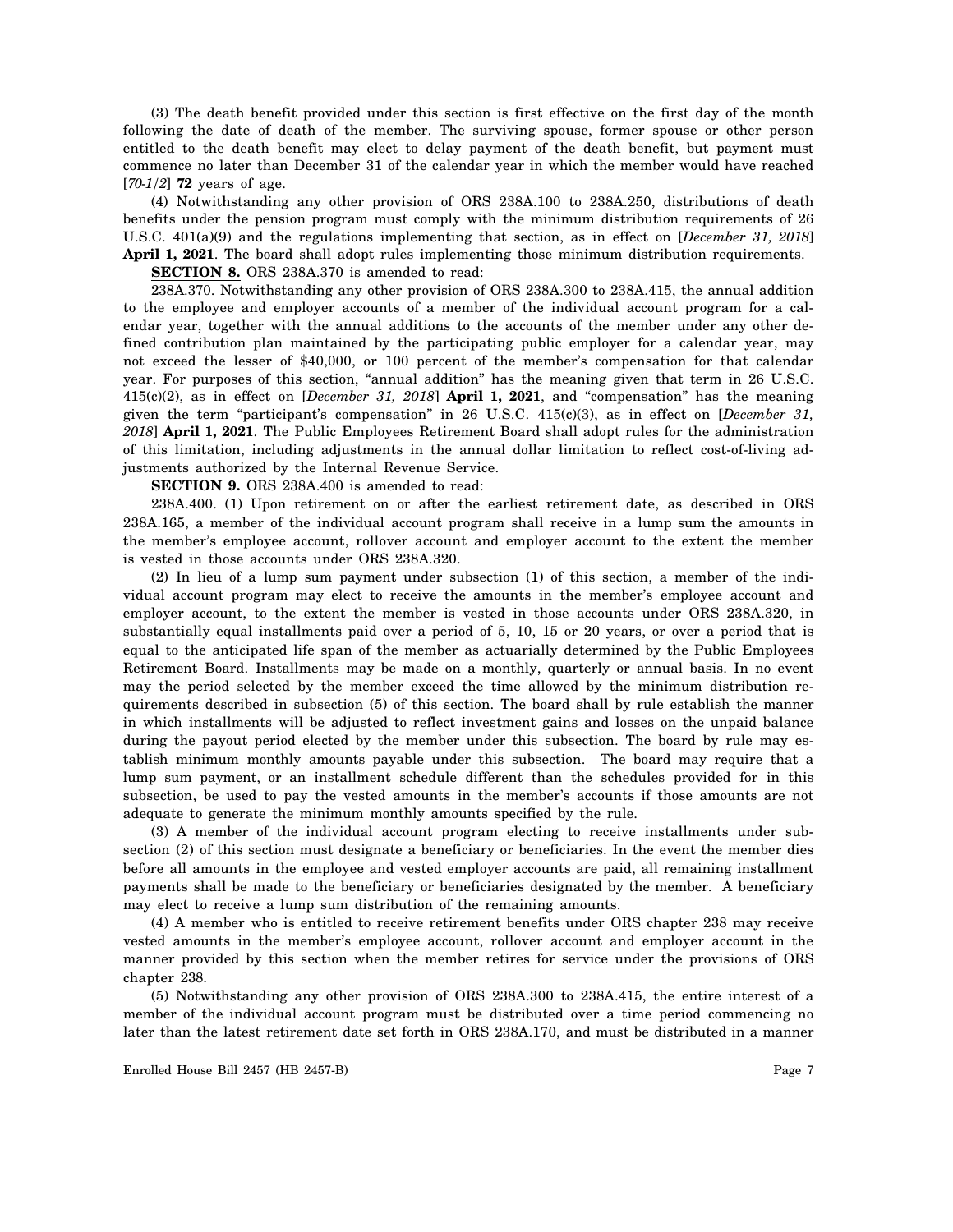(3) The death benefit provided under this section is first effective on the first day of the month following the date of death of the member. The surviving spouse, former spouse or other person entitled to the death benefit may elect to delay payment of the death benefit, but payment must commence no later than December 31 of the calendar year in which the member would have reached [*70-1/2*] **72** years of age.

(4) Notwithstanding any other provision of ORS 238A.100 to 238A.250, distributions of death benefits under the pension program must comply with the minimum distribution requirements of 26 U.S.C. 401(a)(9) and the regulations implementing that section, as in effect on [*December 31, 2018*] **April 1, 2021**. The board shall adopt rules implementing those minimum distribution requirements.

**SECTION 8.** ORS 238A.370 is amended to read:

238A.370. Notwithstanding any other provision of ORS 238A.300 to 238A.415, the annual addition to the employee and employer accounts of a member of the individual account program for a calendar year, together with the annual additions to the accounts of the member under any other defined contribution plan maintained by the participating public employer for a calendar year, may not exceed the lesser of $40,000, or 100 percent of the member's compensation for that calendar year. For purposes of this section, "annual addition" has the meaning given that term in 26 U.S.C. 415(c)(2), as in effect on [*December 31, 2018*] **April 1, 2021**, and "compensation" has the meaning given the term "participant's compensation" in 26 U.S.C. 415(c)(3), as in effect on [*December 31, 2018*] **April 1, 2021**. The Public Employees Retirement Board shall adopt rules for the administration of this limitation, including adjustments in the annual dollar limitation to reflect cost-of-living adjustments authorized by the Internal Revenue Service.

**SECTION 9.** ORS 238A.400 is amended to read:

238A.400. (1) Upon retirement on or after the earliest retirement date, as described in ORS 238A.165, a member of the individual account program shall receive in a lump sum the amounts in the member's employee account, rollover account and employer account to the extent the member is vested in those accounts under ORS 238A.320.

(2) In lieu of a lump sum payment under subsection (1) of this section, a member of the individual account program may elect to receive the amounts in the member's employee account and employer account, to the extent the member is vested in those accounts under ORS 238A.320, in substantially equal installments paid over a period of 5, 10, 15 or 20 years, or over a period that is equal to the anticipated life span of the member as actuarially determined by the Public Employees Retirement Board. Installments may be made on a monthly, quarterly or annual basis. In no event may the period selected by the member exceed the time allowed by the minimum distribution requirements described in subsection (5) of this section. The board shall by rule establish the manner in which installments will be adjusted to reflect investment gains and losses on the unpaid balance during the payout period elected by the member under this subsection. The board by rule may establish minimum monthly amounts payable under this subsection. The board may require that a lump sum payment, or an installment schedule different than the schedules provided for in this subsection, be used to pay the vested amounts in the member's accounts if those amounts are not adequate to generate the minimum monthly amounts specified by the rule.

(3) A member of the individual account program electing to receive installments under subsection (2) of this section must designate a beneficiary or beneficiaries. In the event the member dies before all amounts in the employee and vested employer accounts are paid, all remaining installment payments shall be made to the beneficiary or beneficiaries designated by the member. A beneficiary may elect to receive a lump sum distribution of the remaining amounts.

(4) A member who is entitled to receive retirement benefits under ORS chapter 238 may receive vested amounts in the member's employee account, rollover account and employer account in the manner provided by this section when the member retires for service under the provisions of ORS chapter 238.

(5) Notwithstanding any other provision of ORS 238A.300 to 238A.415, the entire interest of a member of the individual account program must be distributed over a time period commencing no later than the latest retirement date set forth in ORS 238A.170, and must be distributed in a manner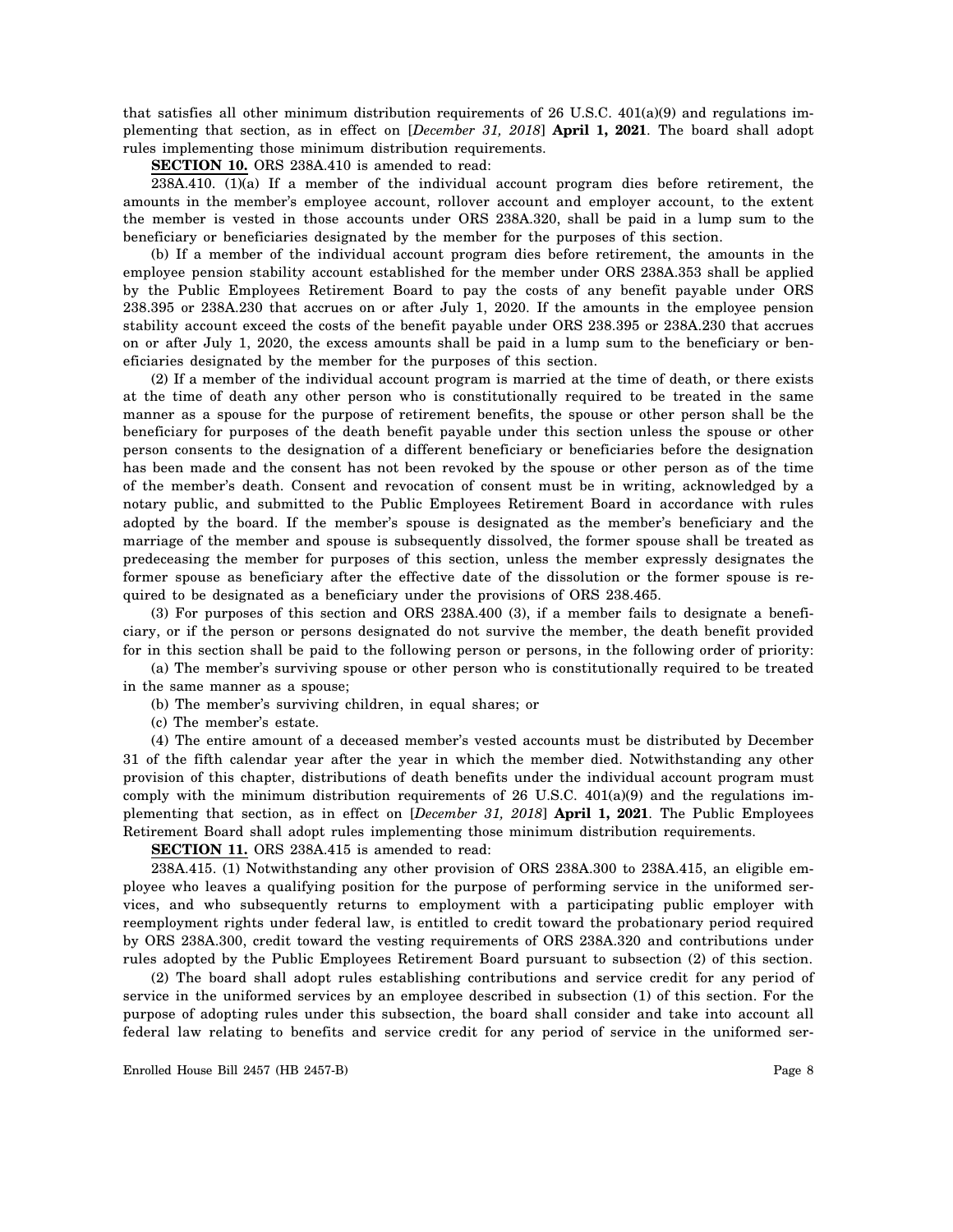that satisfies all other minimum distribution requirements of 26 U.S.C. 401(a)(9) and regulations implementing that section, as in effect on [*December 31, 2018*] **April 1, 2021**. The board shall adopt rules implementing those minimum distribution requirements.

**SECTION 10.** ORS 238A.410 is amended to read:

238A.410. (1)(a) If a member of the individual account program dies before retirement, the amounts in the member's employee account, rollover account and employer account, to the extent the member is vested in those accounts under ORS 238A.320, shall be paid in a lump sum to the beneficiary or beneficiaries designated by the member for the purposes of this section.

(b) If a member of the individual account program dies before retirement, the amounts in the employee pension stability account established for the member under ORS 238A.353 shall be applied by the Public Employees Retirement Board to pay the costs of any benefit payable under ORS 238.395 or 238A.230 that accrues on or after July 1, 2020. If the amounts in the employee pension stability account exceed the costs of the benefit payable under ORS 238.395 or 238A.230 that accrues on or after July 1, 2020, the excess amounts shall be paid in a lump sum to the beneficiary or beneficiaries designated by the member for the purposes of this section.

(2) If a member of the individual account program is married at the time of death, or there exists at the time of death any other person who is constitutionally required to be treated in the same manner as a spouse for the purpose of retirement benefits, the spouse or other person shall be the beneficiary for purposes of the death benefit payable under this section unless the spouse or other person consents to the designation of a different beneficiary or beneficiaries before the designation has been made and the consent has not been revoked by the spouse or other person as of the time of the member's death. Consent and revocation of consent must be in writing, acknowledged by a notary public, and submitted to the Public Employees Retirement Board in accordance with rules adopted by the board. If the member's spouse is designated as the member's beneficiary and the marriage of the member and spouse is subsequently dissolved, the former spouse shall be treated as predeceasing the member for purposes of this section, unless the member expressly designates the former spouse as beneficiary after the effective date of the dissolution or the former spouse is required to be designated as a beneficiary under the provisions of ORS 238.465.

(3) For purposes of this section and ORS 238A.400 (3), if a member fails to designate a beneficiary, or if the person or persons designated do not survive the member, the death benefit provided for in this section shall be paid to the following person or persons, in the following order of priority:

(a) The member's surviving spouse or other person who is constitutionally required to be treated in the same manner as a spouse;

(b) The member's surviving children, in equal shares; or

(c) The member's estate.

(4) The entire amount of a deceased member's vested accounts must be distributed by December 31 of the fifth calendar year after the year in which the member died. Notwithstanding any other provision of this chapter, distributions of death benefits under the individual account program must comply with the minimum distribution requirements of 26 U.S.C. 401(a)(9) and the regulations implementing that section, as in effect on [*December 31, 2018*] **April 1, 2021**. The Public Employees Retirement Board shall adopt rules implementing those minimum distribution requirements.

**SECTION 11.** ORS 238A.415 is amended to read:

238A.415. (1) Notwithstanding any other provision of ORS 238A.300 to 238A.415, an eligible employee who leaves a qualifying position for the purpose of performing service in the uniformed services, and who subsequently returns to employment with a participating public employer with reemployment rights under federal law, is entitled to credit toward the probationary period required by ORS 238A.300, credit toward the vesting requirements of ORS 238A.320 and contributions under rules adopted by the Public Employees Retirement Board pursuant to subsection (2) of this section.

(2) The board shall adopt rules establishing contributions and service credit for any period of service in the uniformed services by an employee described in subsection (1) of this section. For the purpose of adopting rules under this subsection, the board shall consider and take into account all federal law relating to benefits and service credit for any period of service in the uniformed ser-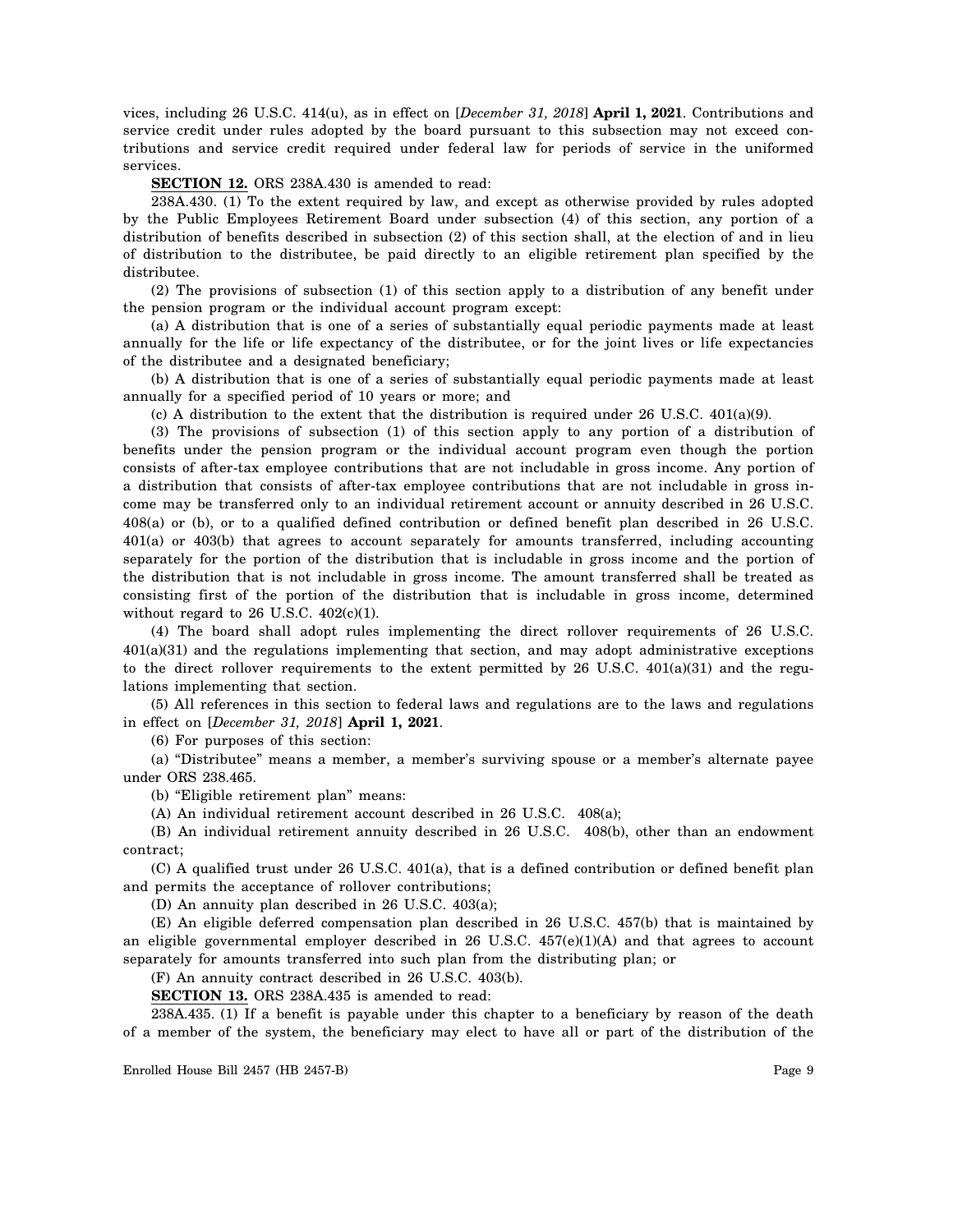vices, including 26 U.S.C. 414(u), as in effect on [*December 31, 2018*] **April 1, 2021**. Contributions and service credit under rules adopted by the board pursuant to this subsection may not exceed contributions and service credit required under federal law for periods of service in the uniformed services.

**SECTION 12.** ORS 238A.430 is amended to read:

238A.430. (1) To the extent required by law, and except as otherwise provided by rules adopted by the Public Employees Retirement Board under subsection (4) of this section, any portion of a distribution of benefits described in subsection (2) of this section shall, at the election of and in lieu of distribution to the distributee, be paid directly to an eligible retirement plan specified by the distributee.

(2) The provisions of subsection (1) of this section apply to a distribution of any benefit under the pension program or the individual account program except:

(a) A distribution that is one of a series of substantially equal periodic payments made at least annually for the life or life expectancy of the distributee, or for the joint lives or life expectancies of the distributee and a designated beneficiary;

(b) A distribution that is one of a series of substantially equal periodic payments made at least annually for a specified period of 10 years or more; and

(c) A distribution to the extent that the distribution is required under 26 U.S.C. 401(a)(9).

(3) The provisions of subsection (1) of this section apply to any portion of a distribution of benefits under the pension program or the individual account program even though the portion consists of after-tax employee contributions that are not includable in gross income. Any portion of a distribution that consists of after-tax employee contributions that are not includable in gross income may be transferred only to an individual retirement account or annuity described in 26 U.S.C. 408(a) or (b), or to a qualified defined contribution or defined benefit plan described in 26 U.S.C. 401(a) or 403(b) that agrees to account separately for amounts transferred, including accounting separately for the portion of the distribution that is includable in gross income and the portion of the distribution that is not includable in gross income. The amount transferred shall be treated as consisting first of the portion of the distribution that is includable in gross income, determined without regard to 26 U.S.C. 402(c)(1).

(4) The board shall adopt rules implementing the direct rollover requirements of 26 U.S.C. 401(a)(31) and the regulations implementing that section, and may adopt administrative exceptions to the direct rollover requirements to the extent permitted by 26 U.S.C. 401(a)(31) and the regulations implementing that section.

(5) All references in this section to federal laws and regulations are to the laws and regulations in effect on [*December 31, 2018*] **April 1, 2021**.

(6) For purposes of this section:

(a) "Distributee" means a member, a member's surviving spouse or a member's alternate payee under ORS 238.465.

(b) "Eligible retirement plan" means:

(A) An individual retirement account described in 26 U.S.C. 408(a);

(B) An individual retirement annuity described in 26 U.S.C. 408(b), other than an endowment contract;

(C) A qualified trust under 26 U.S.C. 401(a), that is a defined contribution or defined benefit plan and permits the acceptance of rollover contributions;

(D) An annuity plan described in 26 U.S.C. 403(a);

(E) An eligible deferred compensation plan described in 26 U.S.C. 457(b) that is maintained by an eligible governmental employer described in 26 U.S.C. 457(e)(1)(A) and that agrees to account separately for amounts transferred into such plan from the distributing plan; or

(F) An annuity contract described in 26 U.S.C. 403(b).

**SECTION 13.** ORS 238A.435 is amended to read:

238A.435. (1) If a benefit is payable under this chapter to a beneficiary by reason of the death of a member of the system, the beneficiary may elect to have all or part of the distribution of the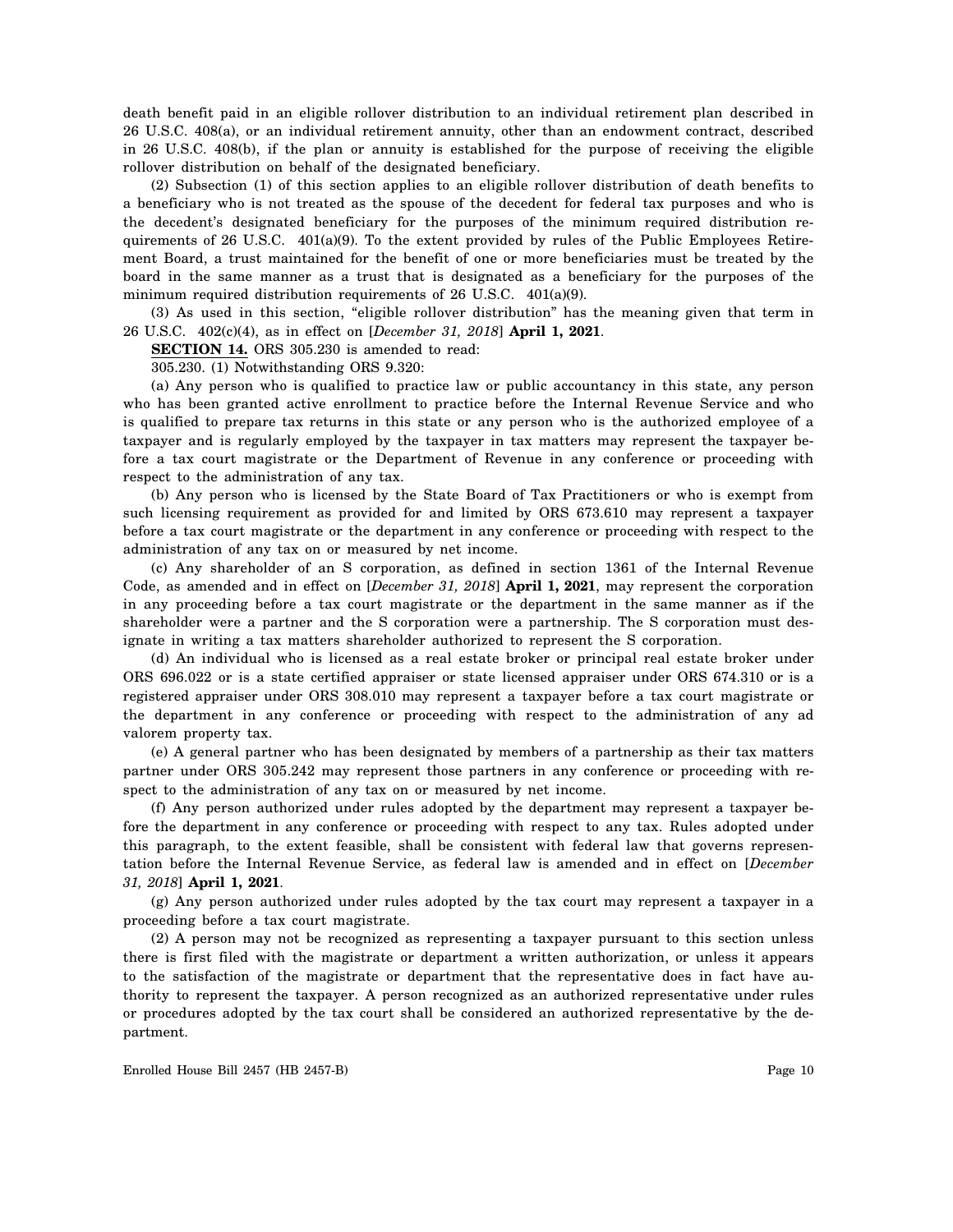death benefit paid in an eligible rollover distribution to an individual retirement plan described in 26 U.S.C. 408(a), or an individual retirement annuity, other than an endowment contract, described in 26 U.S.C. 408(b), if the plan or annuity is established for the purpose of receiving the eligible rollover distribution on behalf of the designated beneficiary.

(2) Subsection (1) of this section applies to an eligible rollover distribution of death benefits to a beneficiary who is not treated as the spouse of the decedent for federal tax purposes and who is the decedent's designated beneficiary for the purposes of the minimum required distribution requirements of 26 U.S.C. 401(a)(9). To the extent provided by rules of the Public Employees Retirement Board, a trust maintained for the benefit of one or more beneficiaries must be treated by the board in the same manner as a trust that is designated as a beneficiary for the purposes of the minimum required distribution requirements of 26 U.S.C. 401(a)(9).

(3) As used in this section, "eligible rollover distribution" has the meaning given that term in 26 U.S.C. 402(c)(4), as in effect on [*December 31, 2018*] **April 1, 2021**.

**SECTION 14.** ORS 305.230 is amended to read:

305.230. (1) Notwithstanding ORS 9.320:

(a) Any person who is qualified to practice law or public accountancy in this state, any person who has been granted active enrollment to practice before the Internal Revenue Service and who is qualified to prepare tax returns in this state or any person who is the authorized employee of a taxpayer and is regularly employed by the taxpayer in tax matters may represent the taxpayer before a tax court magistrate or the Department of Revenue in any conference or proceeding with respect to the administration of any tax.

(b) Any person who is licensed by the State Board of Tax Practitioners or who is exempt from such licensing requirement as provided for and limited by ORS 673.610 may represent a taxpayer before a tax court magistrate or the department in any conference or proceeding with respect to the administration of any tax on or measured by net income.

(c) Any shareholder of an S corporation, as defined in section 1361 of the Internal Revenue Code, as amended and in effect on [*December 31, 2018*] **April 1, 2021**, may represent the corporation in any proceeding before a tax court magistrate or the department in the same manner as if the shareholder were a partner and the S corporation were a partnership. The S corporation must designate in writing a tax matters shareholder authorized to represent the S corporation.

(d) An individual who is licensed as a real estate broker or principal real estate broker under ORS 696.022 or is a state certified appraiser or state licensed appraiser under ORS 674.310 or is a registered appraiser under ORS 308.010 may represent a taxpayer before a tax court magistrate or the department in any conference or proceeding with respect to the administration of any ad valorem property tax.

(e) A general partner who has been designated by members of a partnership as their tax matters partner under ORS 305.242 may represent those partners in any conference or proceeding with respect to the administration of any tax on or measured by net income.

(f) Any person authorized under rules adopted by the department may represent a taxpayer before the department in any conference or proceeding with respect to any tax. Rules adopted under this paragraph, to the extent feasible, shall be consistent with federal law that governs representation before the Internal Revenue Service, as federal law is amended and in effect on [*December 31, 2018*] **April 1, 2021**.

(g) Any person authorized under rules adopted by the tax court may represent a taxpayer in a proceeding before a tax court magistrate.

(2) A person may not be recognized as representing a taxpayer pursuant to this section unless there is first filed with the magistrate or department a written authorization, or unless it appears to the satisfaction of the magistrate or department that the representative does in fact have authority to represent the taxpayer. A person recognized as an authorized representative under rules or procedures adopted by the tax court shall be considered an authorized representative by the department.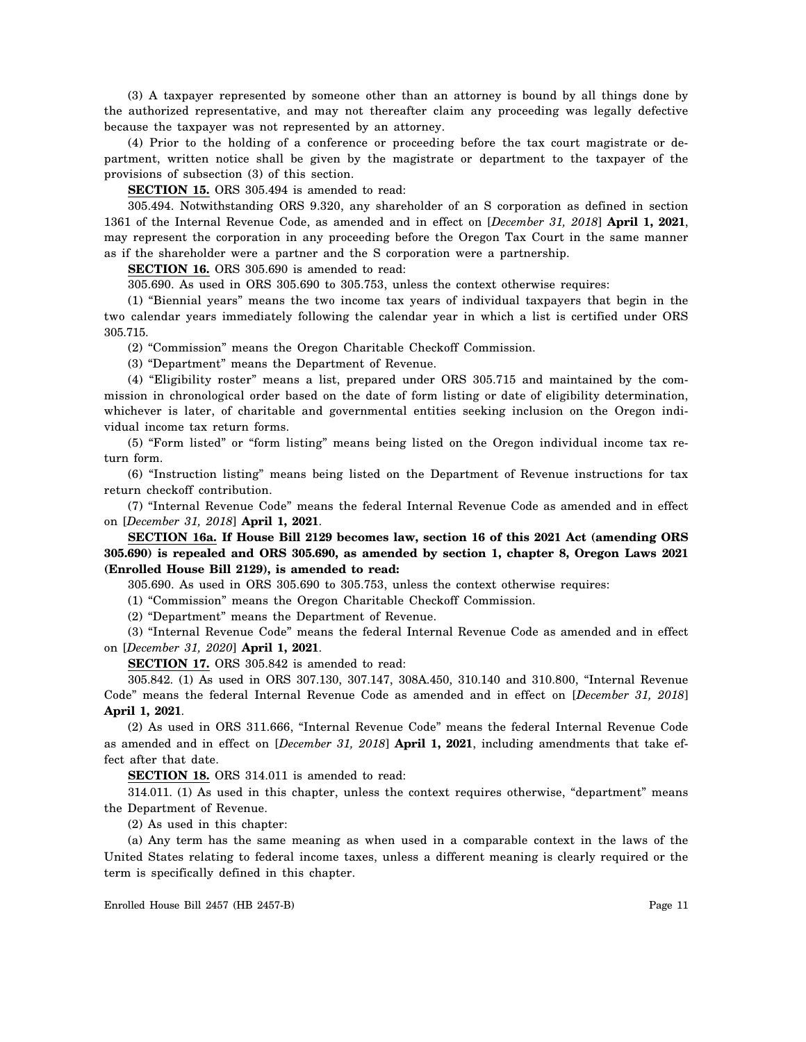(3) A taxpayer represented by someone other than an attorney is bound by all things done by the authorized representative, and may not thereafter claim any proceeding was legally defective because the taxpayer was not represented by an attorney.

(4) Prior to the holding of a conference or proceeding before the tax court magistrate or department, written notice shall be given by the magistrate or department to the taxpayer of the provisions of subsection (3) of this section.

**SECTION 15.** ORS 305.494 is amended to read:

305.494. Notwithstanding ORS 9.320, any shareholder of an S corporation as defined in section 1361 of the Internal Revenue Code, as amended and in effect on [*December 31, 2018*] **April 1, 2021**, may represent the corporation in any proceeding before the Oregon Tax Court in the same manner as if the shareholder were a partner and the S corporation were a partnership.

**SECTION 16.** ORS 305.690 is amended to read:

305.690. As used in ORS 305.690 to 305.753, unless the context otherwise requires:

(1) "Biennial years" means the two income tax years of individual taxpayers that begin in the two calendar years immediately following the calendar year in which a list is certified under ORS 305.715.

(2) "Commission" means the Oregon Charitable Checkoff Commission.

(3) "Department" means the Department of Revenue.

(4) "Eligibility roster" means a list, prepared under ORS 305.715 and maintained by the commission in chronological order based on the date of form listing or date of eligibility determination, whichever is later, of charitable and governmental entities seeking inclusion on the Oregon individual income tax return forms.

(5) "Form listed" or "form listing" means being listed on the Oregon individual income tax return form.

(6) "Instruction listing" means being listed on the Department of Revenue instructions for tax return checkoff contribution.

(7) "Internal Revenue Code" means the federal Internal Revenue Code as amended and in effect on [*December 31, 2018*] **April 1, 2021**.

**SECTION 16a. If House Bill 2129 becomes law, section 16 of this 2021 Act (amending ORS 305.690) is repealed and ORS 305.690, as amended by section 1, chapter 8, Oregon Laws 2021 (Enrolled House Bill 2129), is amended to read:**

305.690. As used in ORS 305.690 to 305.753, unless the context otherwise requires:

(1) "Commission" means the Oregon Charitable Checkoff Commission.

(2) "Department" means the Department of Revenue.

(3) "Internal Revenue Code" means the federal Internal Revenue Code as amended and in effect on [*December 31, 2020*] **April 1, 2021**.

**SECTION 17.** ORS 305.842 is amended to read:

305.842. (1) As used in ORS 307.130, 307.147, 308A.450, 310.140 and 310.800, "Internal Revenue Code" means the federal Internal Revenue Code as amended and in effect on [*December 31, 2018*] **April 1, 2021**.

(2) As used in ORS 311.666, "Internal Revenue Code" means the federal Internal Revenue Code as amended and in effect on [*December 31, 2018*] **April 1, 2021**, including amendments that take effect after that date.

**SECTION 18.** ORS 314.011 is amended to read:

314.011. (1) As used in this chapter, unless the context requires otherwise, "department" means the Department of Revenue.

(2) As used in this chapter:

(a) Any term has the same meaning as when used in a comparable context in the laws of the United States relating to federal income taxes, unless a different meaning is clearly required or the term is specifically defined in this chapter.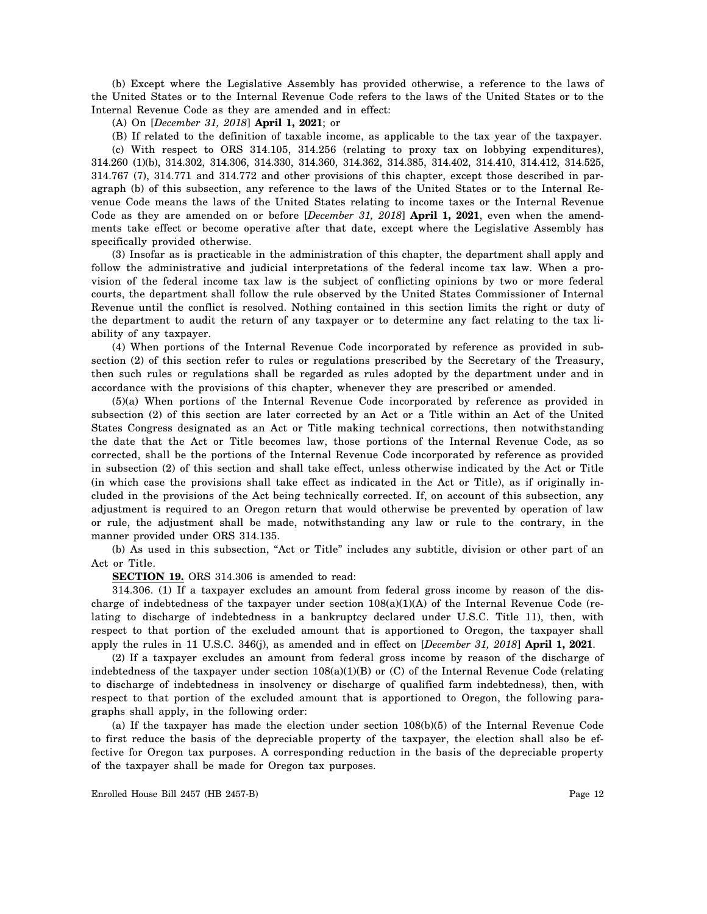(b) Except where the Legislative Assembly has provided otherwise, a reference to the laws of the United States or to the Internal Revenue Code refers to the laws of the United States or to the Internal Revenue Code as they are amended and in effect:

(A) On [*December 31, 2018*] **April 1, 2021**; or

(B) If related to the definition of taxable income, as applicable to the tax year of the taxpayer.

(c) With respect to ORS 314.105, 314.256 (relating to proxy tax on lobbying expenditures), 314.260 (1)(b), 314.302, 314.306, 314.330, 314.360, 314.362, 314.385, 314.402, 314.410, 314.412, 314.525, 314.767 (7), 314.771 and 314.772 and other provisions of this chapter, except those described in paragraph (b) of this subsection, any reference to the laws of the United States or to the Internal Revenue Code means the laws of the United States relating to income taxes or the Internal Revenue Code as they are amended on or before [*December 31, 2018*] **April 1, 2021**, even when the amendments take effect or become operative after that date, except where the Legislative Assembly has specifically provided otherwise.

(3) Insofar as is practicable in the administration of this chapter, the department shall apply and follow the administrative and judicial interpretations of the federal income tax law. When a provision of the federal income tax law is the subject of conflicting opinions by two or more federal courts, the department shall follow the rule observed by the United States Commissioner of Internal Revenue until the conflict is resolved. Nothing contained in this section limits the right or duty of the department to audit the return of any taxpayer or to determine any fact relating to the tax liability of any taxpayer.

(4) When portions of the Internal Revenue Code incorporated by reference as provided in subsection (2) of this section refer to rules or regulations prescribed by the Secretary of the Treasury, then such rules or regulations shall be regarded as rules adopted by the department under and in accordance with the provisions of this chapter, whenever they are prescribed or amended.

(5)(a) When portions of the Internal Revenue Code incorporated by reference as provided in subsection (2) of this section are later corrected by an Act or a Title within an Act of the United States Congress designated as an Act or Title making technical corrections, then notwithstanding the date that the Act or Title becomes law, those portions of the Internal Revenue Code, as so corrected, shall be the portions of the Internal Revenue Code incorporated by reference as provided in subsection (2) of this section and shall take effect, unless otherwise indicated by the Act or Title (in which case the provisions shall take effect as indicated in the Act or Title), as if originally included in the provisions of the Act being technically corrected. If, on account of this subsection, any adjustment is required to an Oregon return that would otherwise be prevented by operation of law or rule, the adjustment shall be made, notwithstanding any law or rule to the contrary, in the manner provided under ORS 314.135.

(b) As used in this subsection, "Act or Title" includes any subtitle, division or other part of an Act or Title.

**SECTION 19.** ORS 314.306 is amended to read:

314.306. (1) If a taxpayer excludes an amount from federal gross income by reason of the discharge of indebtedness of the taxpayer under section 108(a)(1)(A) of the Internal Revenue Code (relating to discharge of indebtedness in a bankruptcy declared under U.S.C. Title 11), then, with respect to that portion of the excluded amount that is apportioned to Oregon, the taxpayer shall apply the rules in 11 U.S.C. 346(j), as amended and in effect on [*December 31, 2018*] **April 1, 2021**.

(2) If a taxpayer excludes an amount from federal gross income by reason of the discharge of indebtedness of the taxpayer under section 108(a)(1)(B) or (C) of the Internal Revenue Code (relating to discharge of indebtedness in insolvency or discharge of qualified farm indebtedness), then, with respect to that portion of the excluded amount that is apportioned to Oregon, the following paragraphs shall apply, in the following order:

(a) If the taxpayer has made the election under section 108(b)(5) of the Internal Revenue Code to first reduce the basis of the depreciable property of the taxpayer, the election shall also be effective for Oregon tax purposes. A corresponding reduction in the basis of the depreciable property of the taxpayer shall be made for Oregon tax purposes.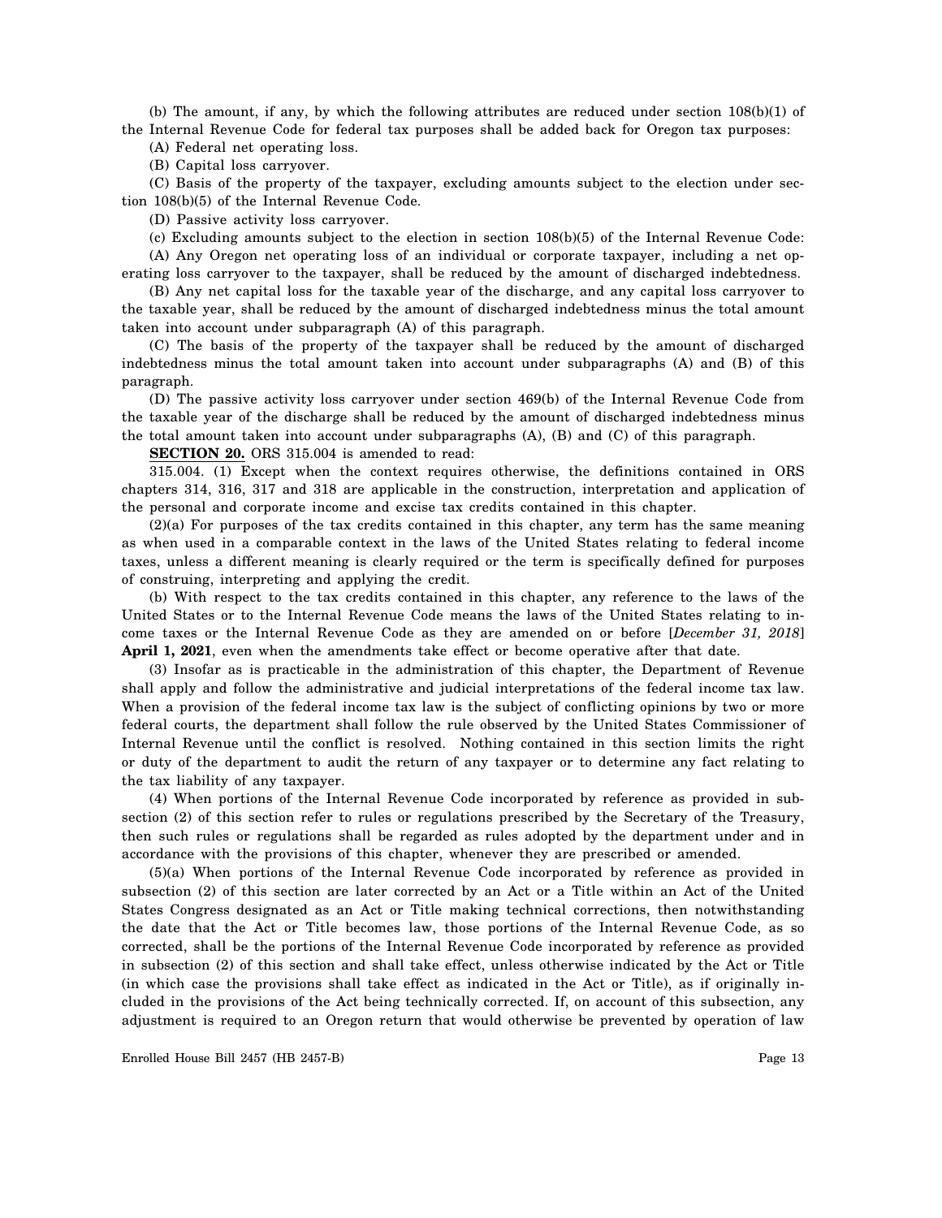(b) The amount, if any, by which the following attributes are reduced under section 108(b)(1) of the Internal Revenue Code for federal tax purposes shall be added back for Oregon tax purposes:

(A) Federal net operating loss.

(B) Capital loss carryover.

(C) Basis of the property of the taxpayer, excluding amounts subject to the election under section 108(b)(5) of the Internal Revenue Code.

(D) Passive activity loss carryover.

(c) Excluding amounts subject to the election in section 108(b)(5) of the Internal Revenue Code:

(A) Any Oregon net operating loss of an individual or corporate taxpayer, including a net operating loss carryover to the taxpayer, shall be reduced by the amount of discharged indebtedness.

(B) Any net capital loss for the taxable year of the discharge, and any capital loss carryover to the taxable year, shall be reduced by the amount of discharged indebtedness minus the total amount taken into account under subparagraph (A) of this paragraph.

(C) The basis of the property of the taxpayer shall be reduced by the amount of discharged indebtedness minus the total amount taken into account under subparagraphs (A) and (B) of this paragraph.

(D) The passive activity loss carryover under section 469(b) of the Internal Revenue Code from the taxable year of the discharge shall be reduced by the amount of discharged indebtedness minus the total amount taken into account under subparagraphs (A), (B) and (C) of this paragraph.

**SECTION 20.** ORS 315.004 is amended to read:

315.004. (1) Except when the context requires otherwise, the definitions contained in ORS chapters 314, 316, 317 and 318 are applicable in the construction, interpretation and application of the personal and corporate income and excise tax credits contained in this chapter.

(2)(a) For purposes of the tax credits contained in this chapter, any term has the same meaning as when used in a comparable context in the laws of the United States relating to federal income taxes, unless a different meaning is clearly required or the term is specifically defined for purposes of construing, interpreting and applying the credit.

(b) With respect to the tax credits contained in this chapter, any reference to the laws of the United States or to the Internal Revenue Code means the laws of the United States relating to income taxes or the Internal Revenue Code as they are amended on or before [*December 31, 2018*] **April 1, 2021**, even when the amendments take effect or become operative after that date.

(3) Insofar as is practicable in the administration of this chapter, the Department of Revenue shall apply and follow the administrative and judicial interpretations of the federal income tax law. When a provision of the federal income tax law is the subject of conflicting opinions by two or more federal courts, the department shall follow the rule observed by the United States Commissioner of Internal Revenue until the conflict is resolved. Nothing contained in this section limits the right or duty of the department to audit the return of any taxpayer or to determine any fact relating to the tax liability of any taxpayer.

(4) When portions of the Internal Revenue Code incorporated by reference as provided in subsection (2) of this section refer to rules or regulations prescribed by the Secretary of the Treasury, then such rules or regulations shall be regarded as rules adopted by the department under and in accordance with the provisions of this chapter, whenever they are prescribed or amended.

(5)(a) When portions of the Internal Revenue Code incorporated by reference as provided in subsection (2) of this section are later corrected by an Act or a Title within an Act of the United States Congress designated as an Act or Title making technical corrections, then notwithstanding the date that the Act or Title becomes law, those portions of the Internal Revenue Code, as so corrected, shall be the portions of the Internal Revenue Code incorporated by reference as provided in subsection (2) of this section and shall take effect, unless otherwise indicated by the Act or Title (in which case the provisions shall take effect as indicated in the Act or Title), as if originally included in the provisions of the Act being technically corrected. If, on account of this subsection, any adjustment is required to an Oregon return that would otherwise be prevented by operation of law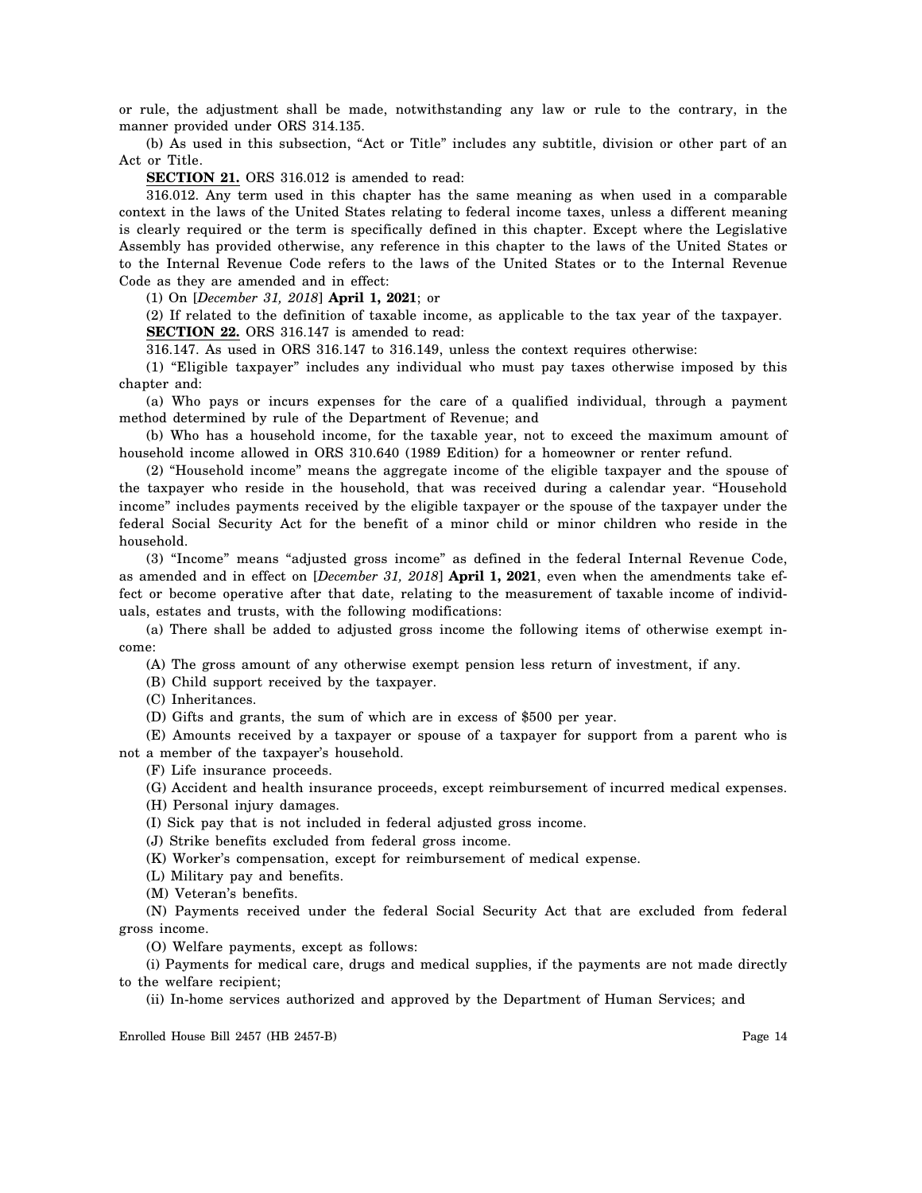or rule, the adjustment shall be made, notwithstanding any law or rule to the contrary, in the manner provided under ORS 314.135.

(b) As used in this subsection, "Act or Title" includes any subtitle, division or other part of an Act or Title.

**SECTION 21.** ORS 316.012 is amended to read:

316.012. Any term used in this chapter has the same meaning as when used in a comparable context in the laws of the United States relating to federal income taxes, unless a different meaning is clearly required or the term is specifically defined in this chapter. Except where the Legislative Assembly has provided otherwise, any reference in this chapter to the laws of the United States or to the Internal Revenue Code refers to the laws of the United States or to the Internal Revenue Code as they are amended and in effect:

(1) On [*December 31, 2018*] **April 1, 2021**; or

(2) If related to the definition of taxable income, as applicable to the tax year of the taxpayer.

**SECTION 22.** ORS 316.147 is amended to read:

316.147. As used in ORS 316.147 to 316.149, unless the context requires otherwise:

(1) "Eligible taxpayer" includes any individual who must pay taxes otherwise imposed by this chapter and:

(a) Who pays or incurs expenses for the care of a qualified individual, through a payment method determined by rule of the Department of Revenue; and

(b) Who has a household income, for the taxable year, not to exceed the maximum amount of household income allowed in ORS 310.640 (1989 Edition) for a homeowner or renter refund.

(2) "Household income" means the aggregate income of the eligible taxpayer and the spouse of the taxpayer who reside in the household, that was received during a calendar year. "Household income" includes payments received by the eligible taxpayer or the spouse of the taxpayer under the federal Social Security Act for the benefit of a minor child or minor children who reside in the household.

(3) "Income" means "adjusted gross income" as defined in the federal Internal Revenue Code, as amended and in effect on [*December 31, 2018*] **April 1, 2021**, even when the amendments take effect or become operative after that date, relating to the measurement of taxable income of individuals, estates and trusts, with the following modifications:

(a) There shall be added to adjusted gross income the following items of otherwise exempt income:

(A) The gross amount of any otherwise exempt pension less return of investment, if any.

(B) Child support received by the taxpayer.

(C) Inheritances.

(D) Gifts and grants, the sum of which are in excess of $500 per year.

(E) Amounts received by a taxpayer or spouse of a taxpayer for support from a parent who is not a member of the taxpayer's household.

(F) Life insurance proceeds.

(G) Accident and health insurance proceeds, except reimbursement of incurred medical expenses.

(H) Personal injury damages.

(I) Sick pay that is not included in federal adjusted gross income.

(J) Strike benefits excluded from federal gross income.

(K) Worker's compensation, except for reimbursement of medical expense.

(L) Military pay and benefits.

(M) Veteran's benefits.

(N) Payments received under the federal Social Security Act that are excluded from federal gross income.

(O) Welfare payments, except as follows:

(i) Payments for medical care, drugs and medical supplies, if the payments are not made directly to the welfare recipient;

(ii) In-home services authorized and approved by the Department of Human Services; and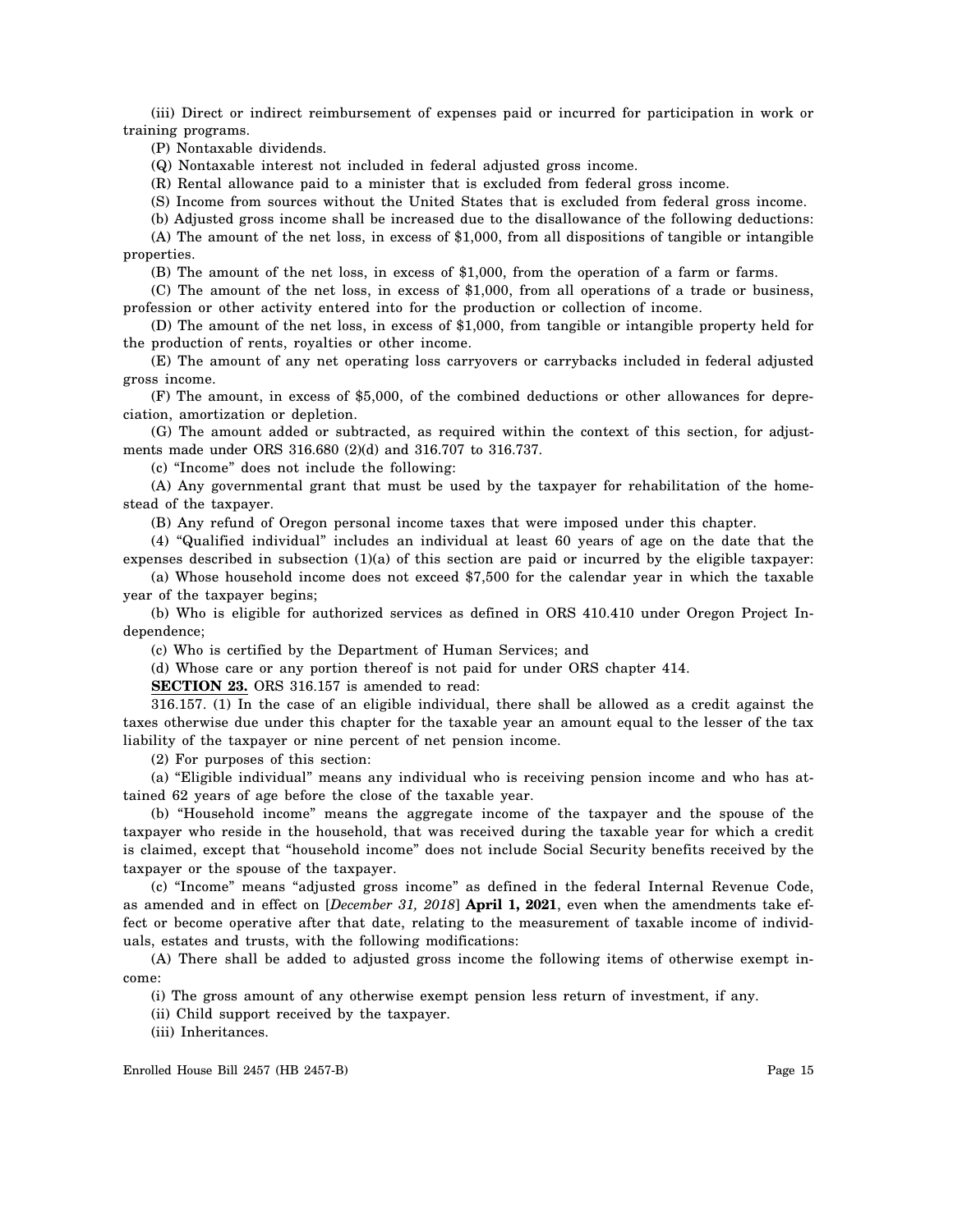(iii) Direct or indirect reimbursement of expenses paid or incurred for participation in work or training programs.

(P) Nontaxable dividends.

(Q) Nontaxable interest not included in federal adjusted gross income.

(R) Rental allowance paid to a minister that is excluded from federal gross income.

(S) Income from sources without the United States that is excluded from federal gross income.

(b) Adjusted gross income shall be increased due to the disallowance of the following deductions:

(A) The amount of the net loss, in excess of $1,000, from all dispositions of tangible or intangible properties.

(B) The amount of the net loss, in excess of $1,000, from the operation of a farm or farms.

(C) The amount of the net loss, in excess of $1,000, from all operations of a trade or business, profession or other activity entered into for the production or collection of income.

(D) The amount of the net loss, in excess of $1,000, from tangible or intangible property held for the production of rents, royalties or other income.

(E) The amount of any net operating loss carryovers or carrybacks included in federal adjusted gross income.

(F) The amount, in excess of $5,000, of the combined deductions or other allowances for depreciation, amortization or depletion.

(G) The amount added or subtracted, as required within the context of this section, for adjustments made under ORS 316.680 (2)(d) and 316.707 to 316.737.

(c) "Income" does not include the following:

(A) Any governmental grant that must be used by the taxpayer for rehabilitation of the homestead of the taxpayer.

(B) Any refund of Oregon personal income taxes that were imposed under this chapter.

(4) "Qualified individual" includes an individual at least 60 years of age on the date that the expenses described in subsection (1)(a) of this section are paid or incurred by the eligible taxpayer:

(a) Whose household income does not exceed $7,500 for the calendar year in which the taxable year of the taxpayer begins;

(b) Who is eligible for authorized services as defined in ORS 410.410 under Oregon Project Independence;

(c) Who is certified by the Department of Human Services; and

(d) Whose care or any portion thereof is not paid for under ORS chapter 414.

**SECTION 23.** ORS 316.157 is amended to read:

316.157. (1) In the case of an eligible individual, there shall be allowed as a credit against the taxes otherwise due under this chapter for the taxable year an amount equal to the lesser of the tax liability of the taxpayer or nine percent of net pension income.

(2) For purposes of this section:

(a) "Eligible individual" means any individual who is receiving pension income and who has attained 62 years of age before the close of the taxable year.

(b) "Household income" means the aggregate income of the taxpayer and the spouse of the taxpayer who reside in the household, that was received during the taxable year for which a credit is claimed, except that "household income" does not include Social Security benefits received by the taxpayer or the spouse of the taxpayer.

(c) "Income" means "adjusted gross income" as defined in the federal Internal Revenue Code, as amended and in effect on [*December 31, 2018*] **April 1, 2021**, even when the amendments take effect or become operative after that date, relating to the measurement of taxable income of individuals, estates and trusts, with the following modifications:

(A) There shall be added to adjusted gross income the following items of otherwise exempt income:

(i) The gross amount of any otherwise exempt pension less return of investment, if any.

(ii) Child support received by the taxpayer.

(iii) Inheritances.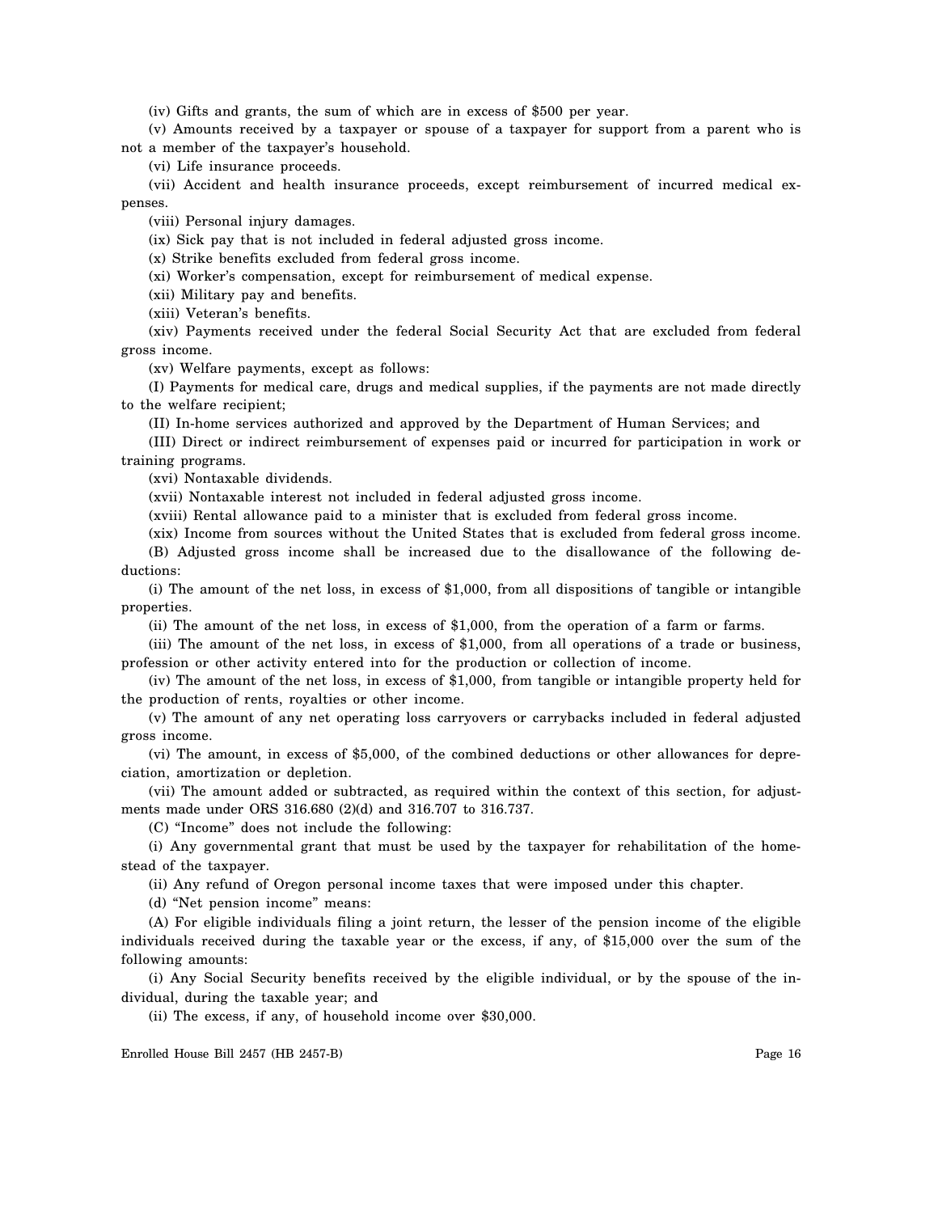(iv) Gifts and grants, the sum of which are in excess of $500 per year.

(v) Amounts received by a taxpayer or spouse of a taxpayer for support from a parent who is not a member of the taxpayer's household.

(vi) Life insurance proceeds.

(vii) Accident and health insurance proceeds, except reimbursement of incurred medical expenses.

(viii) Personal injury damages.

(ix) Sick pay that is not included in federal adjusted gross income.

(x) Strike benefits excluded from federal gross income.

(xi) Worker's compensation, except for reimbursement of medical expense.

(xii) Military pay and benefits.

(xiii) Veteran's benefits.

(xiv) Payments received under the federal Social Security Act that are excluded from federal gross income.

(xv) Welfare payments, except as follows:

(I) Payments for medical care, drugs and medical supplies, if the payments are not made directly to the welfare recipient;

(II) In-home services authorized and approved by the Department of Human Services; and

(III) Direct or indirect reimbursement of expenses paid or incurred for participation in work or training programs.

(xvi) Nontaxable dividends.

(xvii) Nontaxable interest not included in federal adjusted gross income.

(xviii) Rental allowance paid to a minister that is excluded from federal gross income.

(xix) Income from sources without the United States that is excluded from federal gross income.

(B) Adjusted gross income shall be increased due to the disallowance of the following deductions:

(i) The amount of the net loss, in excess of $1,000, from all dispositions of tangible or intangible properties.

(ii) The amount of the net loss, in excess of $1,000, from the operation of a farm or farms.

(iii) The amount of the net loss, in excess of $1,000, from all operations of a trade or business, profession or other activity entered into for the production or collection of income.

(iv) The amount of the net loss, in excess of $1,000, from tangible or intangible property held for the production of rents, royalties or other income.

(v) The amount of any net operating loss carryovers or carrybacks included in federal adjusted gross income.

(vi) The amount, in excess of $5,000, of the combined deductions or other allowances for depreciation, amortization or depletion.

(vii) The amount added or subtracted, as required within the context of this section, for adjustments made under ORS 316.680 (2)(d) and 316.707 to 316.737.

(C) "Income" does not include the following:

(i) Any governmental grant that must be used by the taxpayer for rehabilitation of the homestead of the taxpayer.

(ii) Any refund of Oregon personal income taxes that were imposed under this chapter.

(d) "Net pension income" means:

(A) For eligible individuals filing a joint return, the lesser of the pension income of the eligible individuals received during the taxable year or the excess, if any, of $15,000 over the sum of the following amounts:

(i) Any Social Security benefits received by the eligible individual, or by the spouse of the individual, during the taxable year; and

(ii) The excess, if any, of household income over $30,000.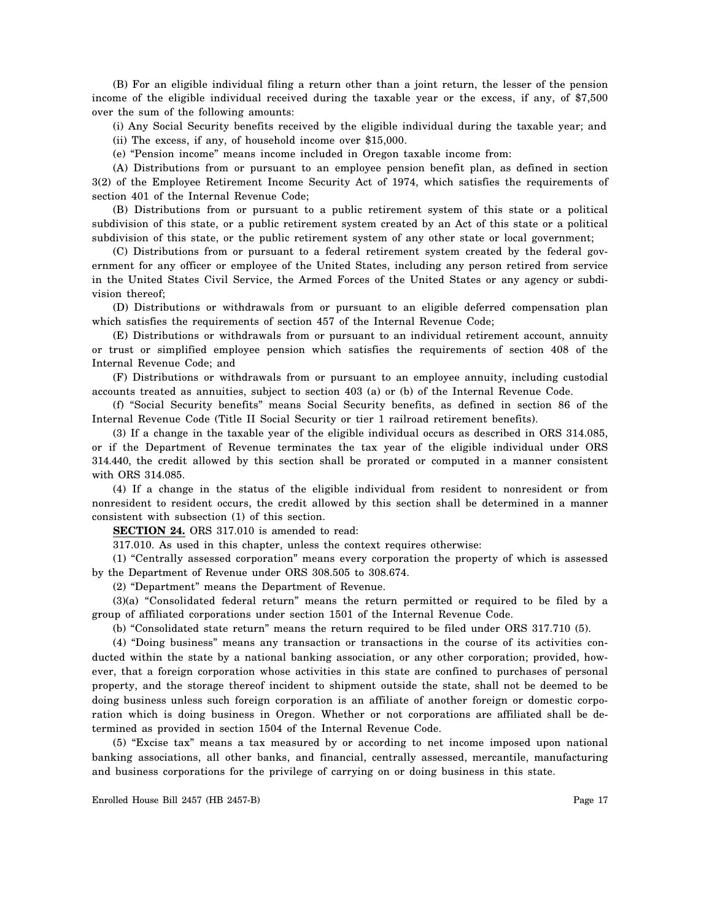(B) For an eligible individual filing a return other than a joint return, the lesser of the pension income of the eligible individual received during the taxable year or the excess, if any, of $7,500 over the sum of the following amounts:

(i) Any Social Security benefits received by the eligible individual during the taxable year; and

(ii) The excess, if any, of household income over $15,000.

(e) "Pension income" means income included in Oregon taxable income from:

(A) Distributions from or pursuant to an employee pension benefit plan, as defined in section 3(2) of the Employee Retirement Income Security Act of 1974, which satisfies the requirements of section 401 of the Internal Revenue Code;

(B) Distributions from or pursuant to a public retirement system of this state or a political subdivision of this state, or a public retirement system created by an Act of this state or a political subdivision of this state, or the public retirement system of any other state or local government;

(C) Distributions from or pursuant to a federal retirement system created by the federal government for any officer or employee of the United States, including any person retired from service in the United States Civil Service, the Armed Forces of the United States or any agency or subdivision thereof;

(D) Distributions or withdrawals from or pursuant to an eligible deferred compensation plan which satisfies the requirements of section 457 of the Internal Revenue Code;

(E) Distributions or withdrawals from or pursuant to an individual retirement account, annuity or trust or simplified employee pension which satisfies the requirements of section 408 of the Internal Revenue Code; and

(F) Distributions or withdrawals from or pursuant to an employee annuity, including custodial accounts treated as annuities, subject to section 403 (a) or (b) of the Internal Revenue Code.

(f) "Social Security benefits" means Social Security benefits, as defined in section 86 of the Internal Revenue Code (Title II Social Security or tier 1 railroad retirement benefits).

(3) If a change in the taxable year of the eligible individual occurs as described in ORS 314.085, or if the Department of Revenue terminates the tax year of the eligible individual under ORS 314.440, the credit allowed by this section shall be prorated or computed in a manner consistent with ORS 314.085.

(4) If a change in the status of the eligible individual from resident to nonresident or from nonresident to resident occurs, the credit allowed by this section shall be determined in a manner consistent with subsection (1) of this section.

**SECTION 24.** ORS 317.010 is amended to read:

317.010. As used in this chapter, unless the context requires otherwise:

(1) "Centrally assessed corporation" means every corporation the property of which is assessed by the Department of Revenue under ORS 308.505 to 308.674.

(2) "Department" means the Department of Revenue.

(3)(a) "Consolidated federal return" means the return permitted or required to be filed by a group of affiliated corporations under section 1501 of the Internal Revenue Code.

(b) "Consolidated state return" means the return required to be filed under ORS 317.710 (5).

(4) "Doing business" means any transaction or transactions in the course of its activities conducted within the state by a national banking association, or any other corporation; provided, however, that a foreign corporation whose activities in this state are confined to purchases of personal property, and the storage thereof incident to shipment outside the state, shall not be deemed to be doing business unless such foreign corporation is an affiliate of another foreign or domestic corporation which is doing business in Oregon. Whether or not corporations are affiliated shall be determined as provided in section 1504 of the Internal Revenue Code.

(5) "Excise tax" means a tax measured by or according to net income imposed upon national banking associations, all other banks, and financial, centrally assessed, mercantile, manufacturing and business corporations for the privilege of carrying on or doing business in this state.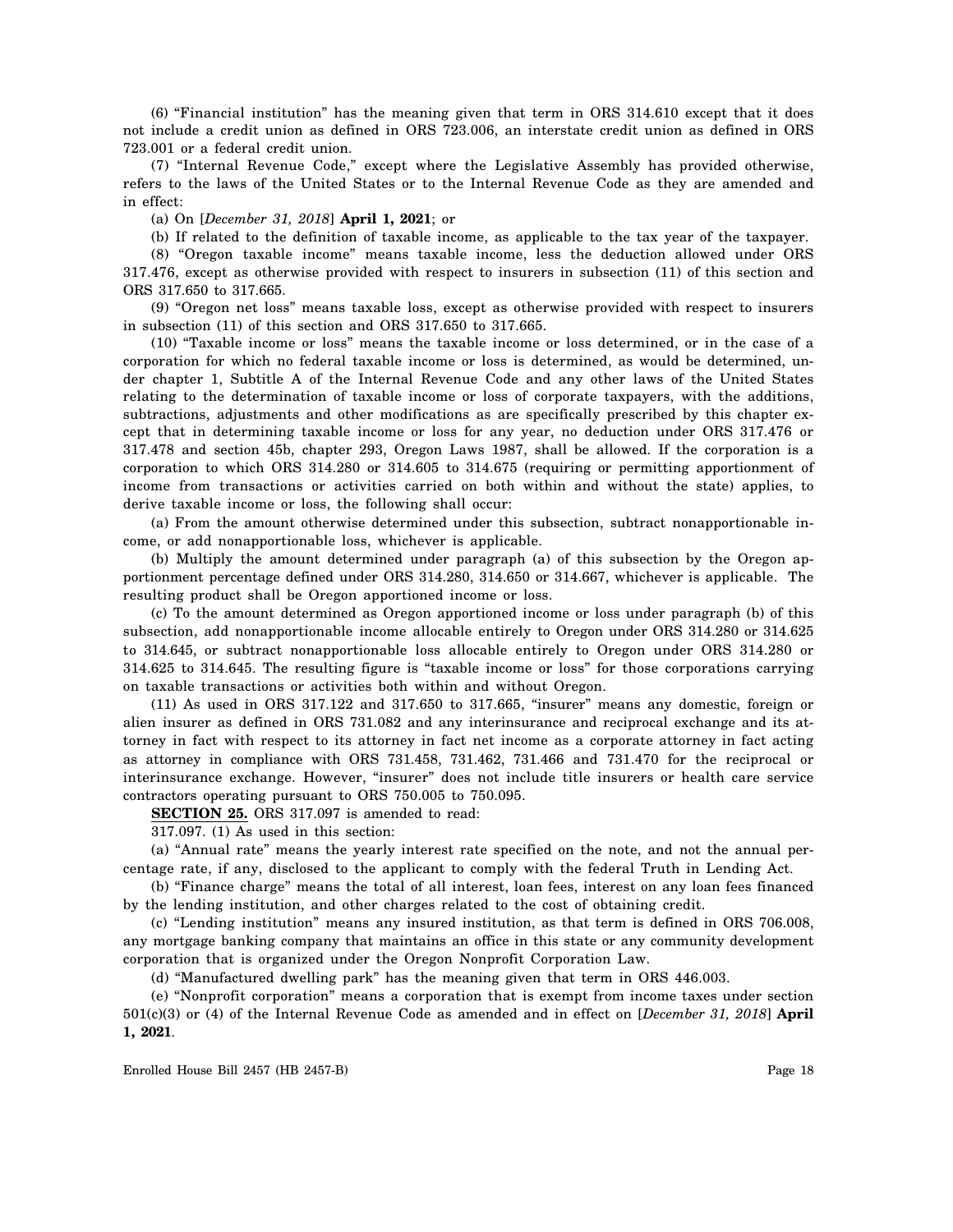(6) "Financial institution" has the meaning given that term in ORS 314.610 except that it does not include a credit union as defined in ORS 723.006, an interstate credit union as defined in ORS 723.001 or a federal credit union.

(7) "Internal Revenue Code," except where the Legislative Assembly has provided otherwise, refers to the laws of the United States or to the Internal Revenue Code as they are amended and in effect:

(a) On [*December 31, 2018*] **April 1, 2021**; or

(b) If related to the definition of taxable income, as applicable to the tax year of the taxpayer.

(8) "Oregon taxable income" means taxable income, less the deduction allowed under ORS 317.476, except as otherwise provided with respect to insurers in subsection (11) of this section and ORS 317.650 to 317.665.

(9) "Oregon net loss" means taxable loss, except as otherwise provided with respect to insurers in subsection (11) of this section and ORS 317.650 to 317.665.

(10) "Taxable income or loss" means the taxable income or loss determined, or in the case of a corporation for which no federal taxable income or loss is determined, as would be determined, under chapter 1, Subtitle A of the Internal Revenue Code and any other laws of the United States relating to the determination of taxable income or loss of corporate taxpayers, with the additions, subtractions, adjustments and other modifications as are specifically prescribed by this chapter except that in determining taxable income or loss for any year, no deduction under ORS 317.476 or 317.478 and section 45b, chapter 293, Oregon Laws 1987, shall be allowed. If the corporation is a corporation to which ORS 314.280 or 314.605 to 314.675 (requiring or permitting apportionment of income from transactions or activities carried on both within and without the state) applies, to derive taxable income or loss, the following shall occur:

(a) From the amount otherwise determined under this subsection, subtract nonapportionable income, or add nonapportionable loss, whichever is applicable.

(b) Multiply the amount determined under paragraph (a) of this subsection by the Oregon apportionment percentage defined under ORS 314.280, 314.650 or 314.667, whichever is applicable. The resulting product shall be Oregon apportioned income or loss.

(c) To the amount determined as Oregon apportioned income or loss under paragraph (b) of this subsection, add nonapportionable income allocable entirely to Oregon under ORS 314.280 or 314.625 to 314.645, or subtract nonapportionable loss allocable entirely to Oregon under ORS 314.280 or 314.625 to 314.645. The resulting figure is "taxable income or loss" for those corporations carrying on taxable transactions or activities both within and without Oregon.

(11) As used in ORS 317.122 and 317.650 to 317.665, "insurer" means any domestic, foreign or alien insurer as defined in ORS 731.082 and any interinsurance and reciprocal exchange and its attorney in fact with respect to its attorney in fact net income as a corporate attorney in fact acting as attorney in compliance with ORS 731.458, 731.462, 731.466 and 731.470 for the reciprocal or interinsurance exchange. However, "insurer" does not include title insurers or health care service contractors operating pursuant to ORS 750.005 to 750.095.

**SECTION 25.** ORS 317.097 is amended to read:

317.097. (1) As used in this section:

(a) "Annual rate" means the yearly interest rate specified on the note, and not the annual percentage rate, if any, disclosed to the applicant to comply with the federal Truth in Lending Act.

(b) "Finance charge" means the total of all interest, loan fees, interest on any loan fees financed by the lending institution, and other charges related to the cost of obtaining credit.

(c) "Lending institution" means any insured institution, as that term is defined in ORS 706.008, any mortgage banking company that maintains an office in this state or any community development corporation that is organized under the Oregon Nonprofit Corporation Law.

(d) "Manufactured dwelling park" has the meaning given that term in ORS 446.003.

(e) "Nonprofit corporation" means a corporation that is exempt from income taxes under section 501(c)(3) or (4) of the Internal Revenue Code as amended and in effect on [*December 31, 2018*] **April 1, 2021**.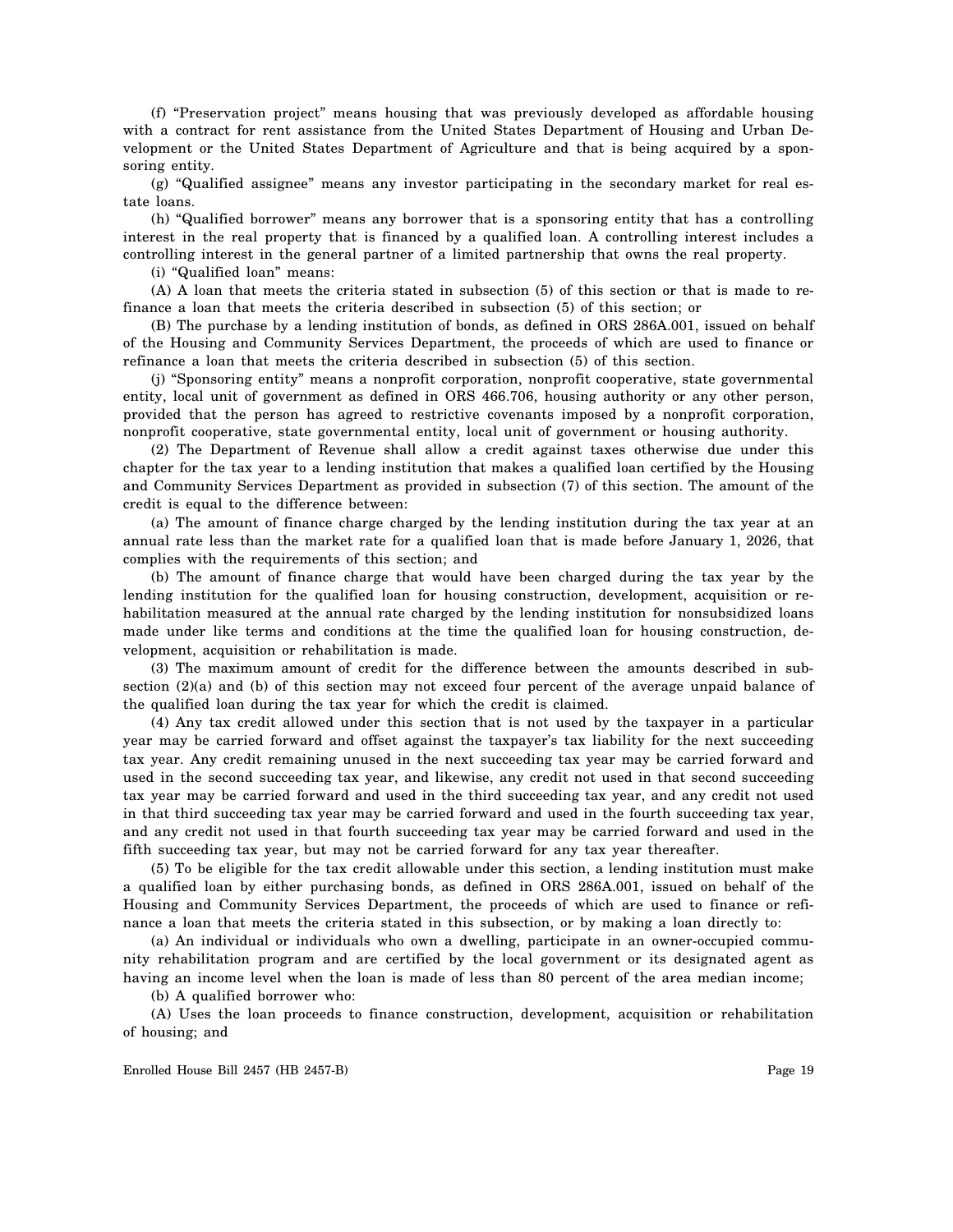(f) "Preservation project" means housing that was previously developed as affordable housing with a contract for rent assistance from the United States Department of Housing and Urban Development or the United States Department of Agriculture and that is being acquired by a sponsoring entity.

(g) "Qualified assignee" means any investor participating in the secondary market for real estate loans.

(h) "Qualified borrower" means any borrower that is a sponsoring entity that has a controlling interest in the real property that is financed by a qualified loan. A controlling interest includes a controlling interest in the general partner of a limited partnership that owns the real property.

(i) "Qualified loan" means:

(A) A loan that meets the criteria stated in subsection (5) of this section or that is made to refinance a loan that meets the criteria described in subsection (5) of this section; or

(B) The purchase by a lending institution of bonds, as defined in ORS 286A.001, issued on behalf of the Housing and Community Services Department, the proceeds of which are used to finance or refinance a loan that meets the criteria described in subsection (5) of this section.

(j) "Sponsoring entity" means a nonprofit corporation, nonprofit cooperative, state governmental entity, local unit of government as defined in ORS 466.706, housing authority or any other person, provided that the person has agreed to restrictive covenants imposed by a nonprofit corporation, nonprofit cooperative, state governmental entity, local unit of government or housing authority.

(2) The Department of Revenue shall allow a credit against taxes otherwise due under this chapter for the tax year to a lending institution that makes a qualified loan certified by the Housing and Community Services Department as provided in subsection (7) of this section. The amount of the credit is equal to the difference between:

(a) The amount of finance charge charged by the lending institution during the tax year at an annual rate less than the market rate for a qualified loan that is made before January 1, 2026, that complies with the requirements of this section; and

(b) The amount of finance charge that would have been charged during the tax year by the lending institution for the qualified loan for housing construction, development, acquisition or rehabilitation measured at the annual rate charged by the lending institution for nonsubsidized loans made under like terms and conditions at the time the qualified loan for housing construction, development, acquisition or rehabilitation is made.

(3) The maximum amount of credit for the difference between the amounts described in subsection (2)(a) and (b) of this section may not exceed four percent of the average unpaid balance of the qualified loan during the tax year for which the credit is claimed.

(4) Any tax credit allowed under this section that is not used by the taxpayer in a particular year may be carried forward and offset against the taxpayer's tax liability for the next succeeding tax year. Any credit remaining unused in the next succeeding tax year may be carried forward and used in the second succeeding tax year, and likewise, any credit not used in that second succeeding tax year may be carried forward and used in the third succeeding tax year, and any credit not used in that third succeeding tax year may be carried forward and used in the fourth succeeding tax year, and any credit not used in that fourth succeeding tax year may be carried forward and used in the fifth succeeding tax year, but may not be carried forward for any tax year thereafter.

(5) To be eligible for the tax credit allowable under this section, a lending institution must make a qualified loan by either purchasing bonds, as defined in ORS 286A.001, issued on behalf of the Housing and Community Services Department, the proceeds of which are used to finance or refinance a loan that meets the criteria stated in this subsection, or by making a loan directly to:

(a) An individual or individuals who own a dwelling, participate in an owner-occupied community rehabilitation program and are certified by the local government or its designated agent as having an income level when the loan is made of less than 80 percent of the area median income;

(b) A qualified borrower who:

(A) Uses the loan proceeds to finance construction, development, acquisition or rehabilitation of housing; and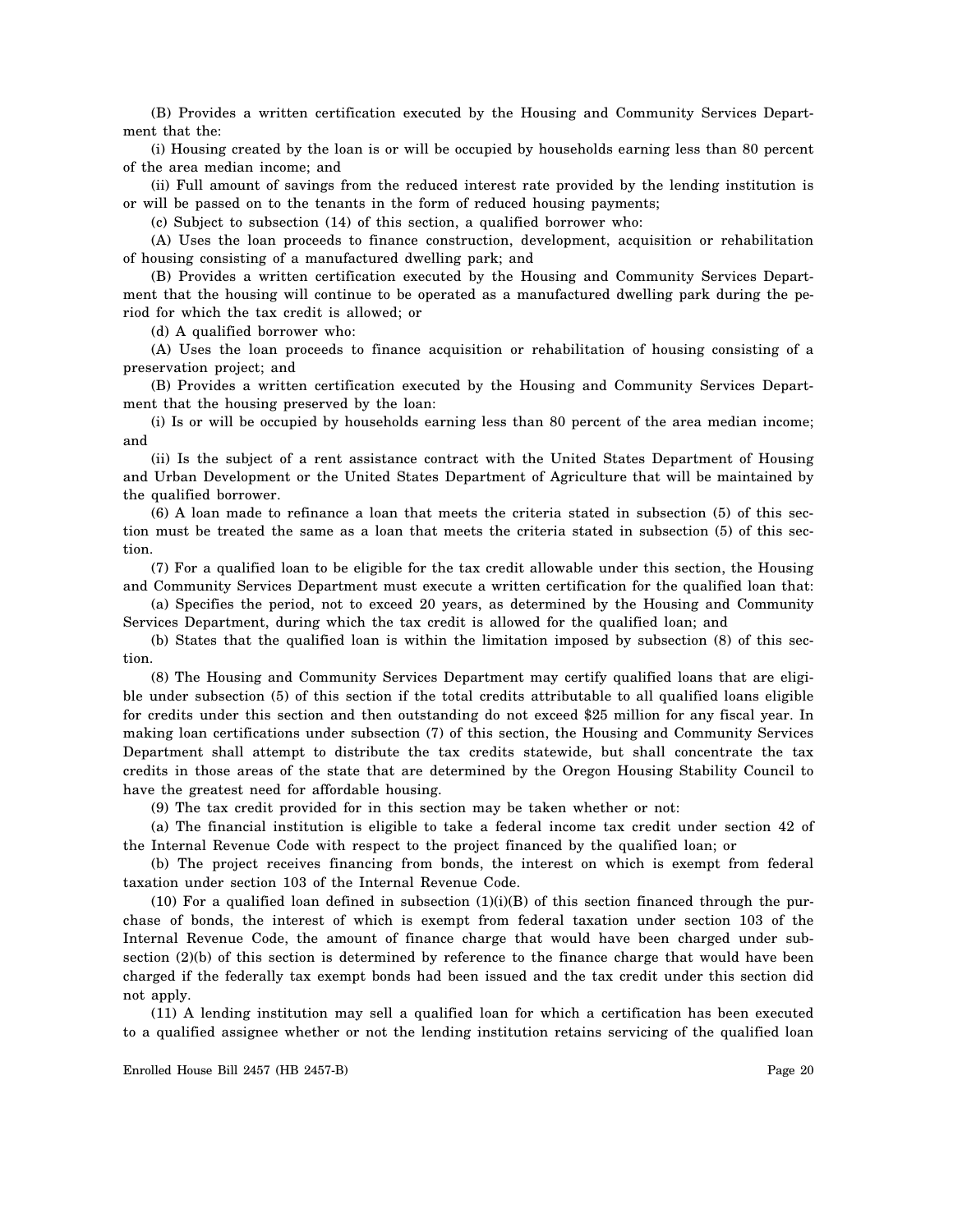(B) Provides a written certification executed by the Housing and Community Services Department that the:

(i) Housing created by the loan is or will be occupied by households earning less than 80 percent of the area median income; and

(ii) Full amount of savings from the reduced interest rate provided by the lending institution is or will be passed on to the tenants in the form of reduced housing payments;

(c) Subject to subsection (14) of this section, a qualified borrower who:

(A) Uses the loan proceeds to finance construction, development, acquisition or rehabilitation of housing consisting of a manufactured dwelling park; and

(B) Provides a written certification executed by the Housing and Community Services Department that the housing will continue to be operated as a manufactured dwelling park during the period for which the tax credit is allowed; or

(d) A qualified borrower who:

(A) Uses the loan proceeds to finance acquisition or rehabilitation of housing consisting of a preservation project; and

(B) Provides a written certification executed by the Housing and Community Services Department that the housing preserved by the loan:

(i) Is or will be occupied by households earning less than 80 percent of the area median income; and

(ii) Is the subject of a rent assistance contract with the United States Department of Housing and Urban Development or the United States Department of Agriculture that will be maintained by the qualified borrower.

(6) A loan made to refinance a loan that meets the criteria stated in subsection (5) of this section must be treated the same as a loan that meets the criteria stated in subsection (5) of this section.

(7) For a qualified loan to be eligible for the tax credit allowable under this section, the Housing and Community Services Department must execute a written certification for the qualified loan that:

(a) Specifies the period, not to exceed 20 years, as determined by the Housing and Community Services Department, during which the tax credit is allowed for the qualified loan; and

(b) States that the qualified loan is within the limitation imposed by subsection (8) of this section.

(8) The Housing and Community Services Department may certify qualified loans that are eligible under subsection (5) of this section if the total credits attributable to all qualified loans eligible for credits under this section and then outstanding do not exceed $25 million for any fiscal year. In making loan certifications under subsection (7) of this section, the Housing and Community Services Department shall attempt to distribute the tax credits statewide, but shall concentrate the tax credits in those areas of the state that are determined by the Oregon Housing Stability Council to have the greatest need for affordable housing.

(9) The tax credit provided for in this section may be taken whether or not:

(a) The financial institution is eligible to take a federal income tax credit under section 42 of the Internal Revenue Code with respect to the project financed by the qualified loan; or

(b) The project receives financing from bonds, the interest on which is exempt from federal taxation under section 103 of the Internal Revenue Code.

(10) For a qualified loan defined in subsection (1)(i)(B) of this section financed through the purchase of bonds, the interest of which is exempt from federal taxation under section 103 of the Internal Revenue Code, the amount of finance charge that would have been charged under subsection (2)(b) of this section is determined by reference to the finance charge that would have been charged if the federally tax exempt bonds had been issued and the tax credit under this section did not apply.

(11) A lending institution may sell a qualified loan for which a certification has been executed to a qualified assignee whether or not the lending institution retains servicing of the qualified loan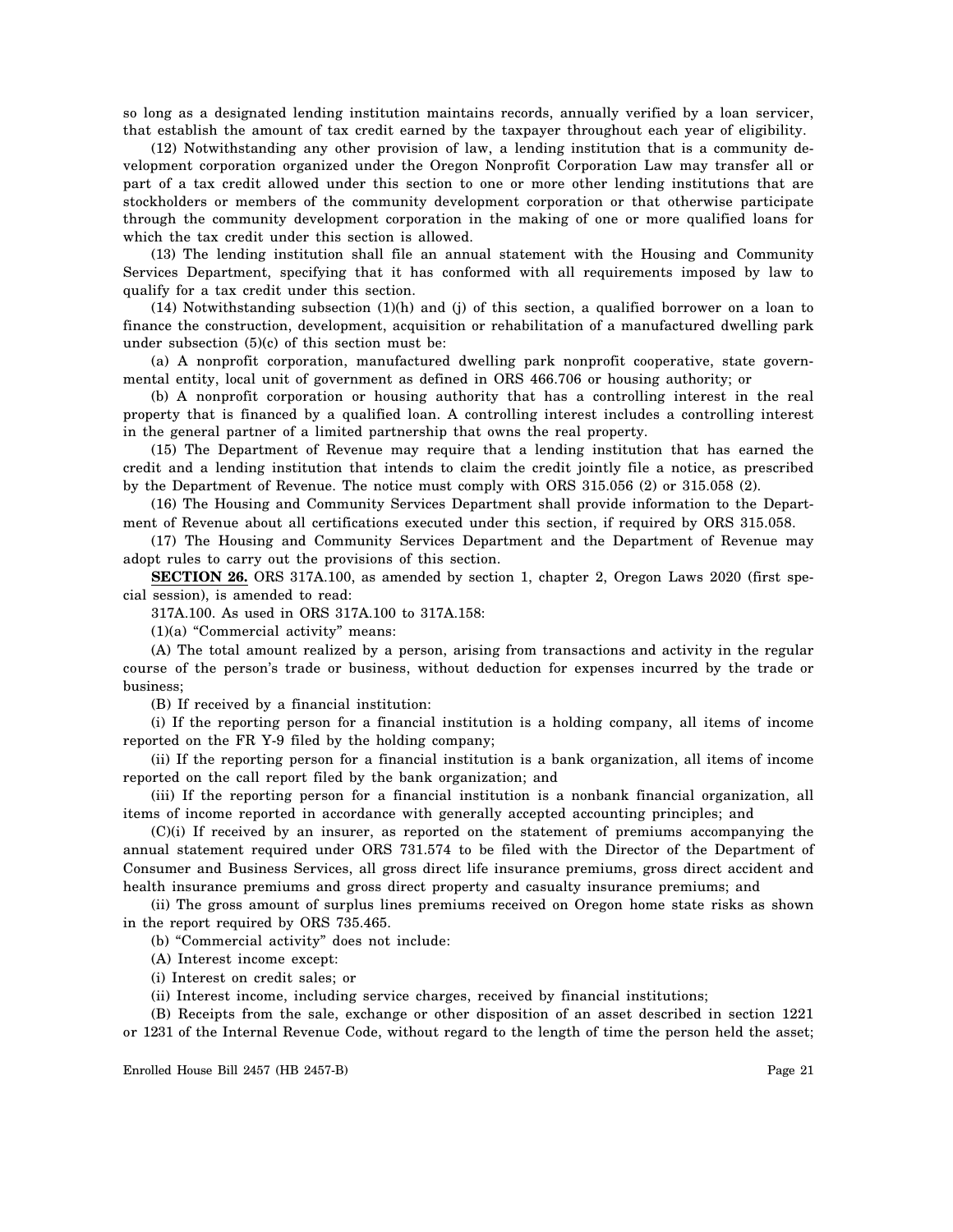so long as a designated lending institution maintains records, annually verified by a loan servicer, that establish the amount of tax credit earned by the taxpayer throughout each year of eligibility.

(12) Notwithstanding any other provision of law, a lending institution that is a community development corporation organized under the Oregon Nonprofit Corporation Law may transfer all or part of a tax credit allowed under this section to one or more other lending institutions that are stockholders or members of the community development corporation or that otherwise participate through the community development corporation in the making of one or more qualified loans for which the tax credit under this section is allowed.

(13) The lending institution shall file an annual statement with the Housing and Community Services Department, specifying that it has conformed with all requirements imposed by law to qualify for a tax credit under this section.

(14) Notwithstanding subsection (1)(h) and (j) of this section, a qualified borrower on a loan to finance the construction, development, acquisition or rehabilitation of a manufactured dwelling park under subsection (5)(c) of this section must be:

(a) A nonprofit corporation, manufactured dwelling park nonprofit cooperative, state governmental entity, local unit of government as defined in ORS 466.706 or housing authority; or

(b) A nonprofit corporation or housing authority that has a controlling interest in the real property that is financed by a qualified loan. A controlling interest includes a controlling interest in the general partner of a limited partnership that owns the real property.

(15) The Department of Revenue may require that a lending institution that has earned the credit and a lending institution that intends to claim the credit jointly file a notice, as prescribed by the Department of Revenue. The notice must comply with ORS 315.056 (2) or 315.058 (2).

(16) The Housing and Community Services Department shall provide information to the Department of Revenue about all certifications executed under this section, if required by ORS 315.058.

(17) The Housing and Community Services Department and the Department of Revenue may adopt rules to carry out the provisions of this section.

**SECTION 26.** ORS 317A.100, as amended by section 1, chapter 2, Oregon Laws 2020 (first special session), is amended to read:

317A.100. As used in ORS 317A.100 to 317A.158:

(1)(a) "Commercial activity" means:

(A) The total amount realized by a person, arising from transactions and activity in the regular course of the person's trade or business, without deduction for expenses incurred by the trade or business;

(B) If received by a financial institution:

(i) If the reporting person for a financial institution is a holding company, all items of income reported on the FR Y-9 filed by the holding company;

(ii) If the reporting person for a financial institution is a bank organization, all items of income reported on the call report filed by the bank organization; and

(iii) If the reporting person for a financial institution is a nonbank financial organization, all items of income reported in accordance with generally accepted accounting principles; and

(C)(i) If received by an insurer, as reported on the statement of premiums accompanying the annual statement required under ORS 731.574 to be filed with the Director of the Department of Consumer and Business Services, all gross direct life insurance premiums, gross direct accident and health insurance premiums and gross direct property and casualty insurance premiums; and

(ii) The gross amount of surplus lines premiums received on Oregon home state risks as shown in the report required by ORS 735.465.

(b) "Commercial activity" does not include:

(A) Interest income except:

(i) Interest on credit sales; or

(ii) Interest income, including service charges, received by financial institutions;

(B) Receipts from the sale, exchange or other disposition of an asset described in section 1221 or 1231 of the Internal Revenue Code, without regard to the length of time the person held the asset;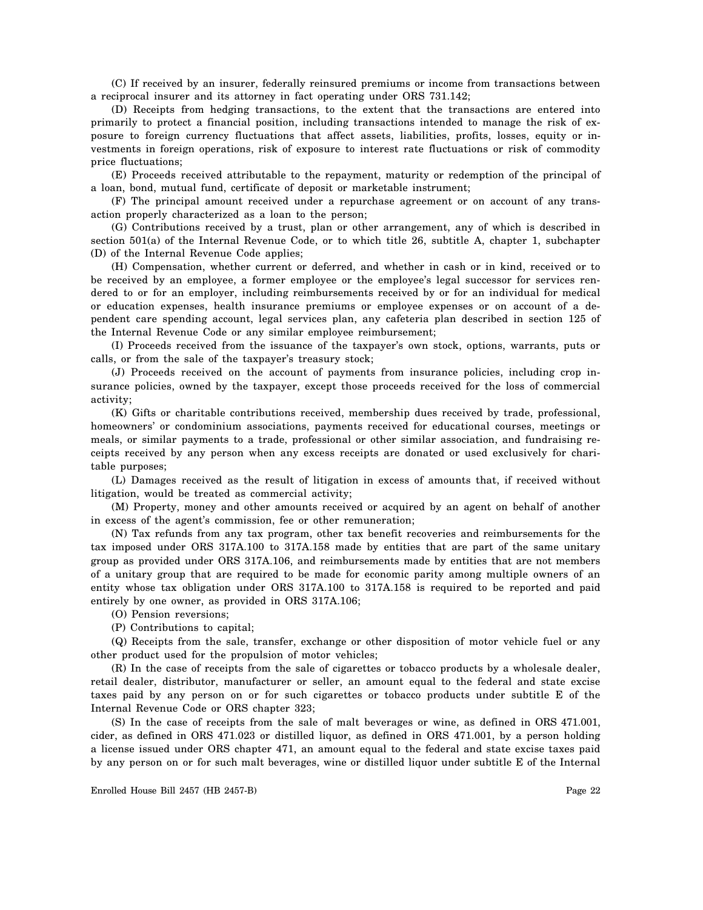(C) If received by an insurer, federally reinsured premiums or income from transactions between a reciprocal insurer and its attorney in fact operating under ORS 731.142;

(D) Receipts from hedging transactions, to the extent that the transactions are entered into primarily to protect a financial position, including transactions intended to manage the risk of exposure to foreign currency fluctuations that affect assets, liabilities, profits, losses, equity or investments in foreign operations, risk of exposure to interest rate fluctuations or risk of commodity price fluctuations;

(E) Proceeds received attributable to the repayment, maturity or redemption of the principal of a loan, bond, mutual fund, certificate of deposit or marketable instrument;

(F) The principal amount received under a repurchase agreement or on account of any transaction properly characterized as a loan to the person;

(G) Contributions received by a trust, plan or other arrangement, any of which is described in section 501(a) of the Internal Revenue Code, or to which title 26, subtitle A, chapter 1, subchapter (D) of the Internal Revenue Code applies;

(H) Compensation, whether current or deferred, and whether in cash or in kind, received or to be received by an employee, a former employee or the employee's legal successor for services rendered to or for an employer, including reimbursements received by or for an individual for medical or education expenses, health insurance premiums or employee expenses or on account of a dependent care spending account, legal services plan, any cafeteria plan described in section 125 of the Internal Revenue Code or any similar employee reimbursement;

(I) Proceeds received from the issuance of the taxpayer's own stock, options, warrants, puts or calls, or from the sale of the taxpayer's treasury stock;

(J) Proceeds received on the account of payments from insurance policies, including crop insurance policies, owned by the taxpayer, except those proceeds received for the loss of commercial activity;

(K) Gifts or charitable contributions received, membership dues received by trade, professional, homeowners' or condominium associations, payments received for educational courses, meetings or meals, or similar payments to a trade, professional or other similar association, and fundraising receipts received by any person when any excess receipts are donated or used exclusively for charitable purposes;

(L) Damages received as the result of litigation in excess of amounts that, if received without litigation, would be treated as commercial activity;

(M) Property, money and other amounts received or acquired by an agent on behalf of another in excess of the agent's commission, fee or other remuneration;

(N) Tax refunds from any tax program, other tax benefit recoveries and reimbursements for the tax imposed under ORS 317A.100 to 317A.158 made by entities that are part of the same unitary group as provided under ORS 317A.106, and reimbursements made by entities that are not members of a unitary group that are required to be made for economic parity among multiple owners of an entity whose tax obligation under ORS 317A.100 to 317A.158 is required to be reported and paid entirely by one owner, as provided in ORS 317A.106;

(O) Pension reversions;

(P) Contributions to capital;

(Q) Receipts from the sale, transfer, exchange or other disposition of motor vehicle fuel or any other product used for the propulsion of motor vehicles;

(R) In the case of receipts from the sale of cigarettes or tobacco products by a wholesale dealer, retail dealer, distributor, manufacturer or seller, an amount equal to the federal and state excise taxes paid by any person on or for such cigarettes or tobacco products under subtitle E of the Internal Revenue Code or ORS chapter 323;

(S) In the case of receipts from the sale of malt beverages or wine, as defined in ORS 471.001, cider, as defined in ORS 471.023 or distilled liquor, as defined in ORS 471.001, by a person holding a license issued under ORS chapter 471, an amount equal to the federal and state excise taxes paid by any person on or for such malt beverages, wine or distilled liquor under subtitle E of the Internal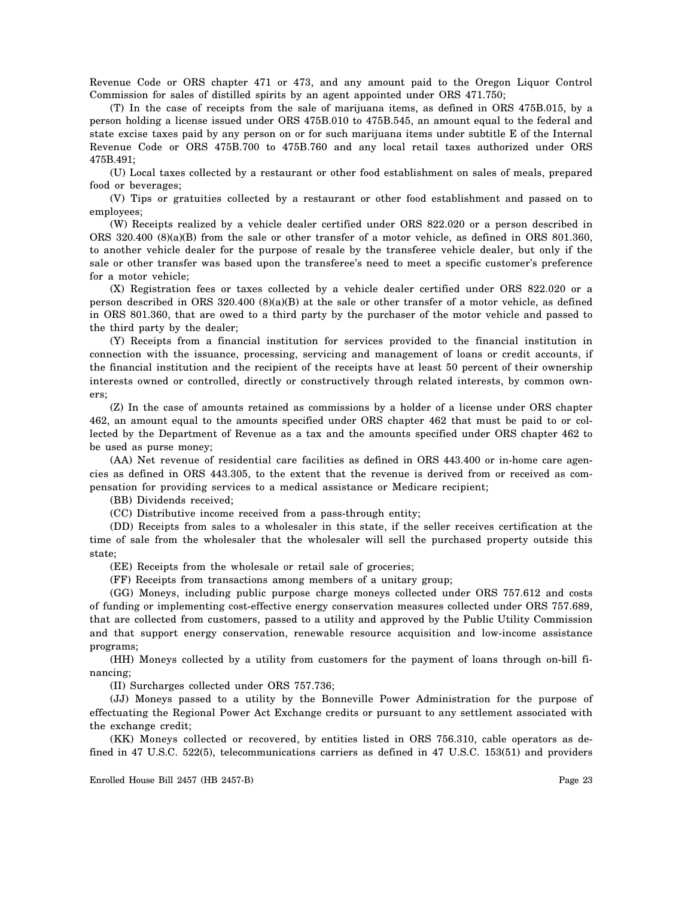Revenue Code or ORS chapter 471 or 473, and any amount paid to the Oregon Liquor Control Commission for sales of distilled spirits by an agent appointed under ORS 471.750;

(T) In the case of receipts from the sale of marijuana items, as defined in ORS 475B.015, by a person holding a license issued under ORS 475B.010 to 475B.545, an amount equal to the federal and state excise taxes paid by any person on or for such marijuana items under subtitle E of the Internal Revenue Code or ORS 475B.700 to 475B.760 and any local retail taxes authorized under ORS 475B.491;

(U) Local taxes collected by a restaurant or other food establishment on sales of meals, prepared food or beverages;

(V) Tips or gratuities collected by a restaurant or other food establishment and passed on to employees;

(W) Receipts realized by a vehicle dealer certified under ORS 822.020 or a person described in ORS 320.400 (8)(a)(B) from the sale or other transfer of a motor vehicle, as defined in ORS 801.360, to another vehicle dealer for the purpose of resale by the transferee vehicle dealer, but only if the sale or other transfer was based upon the transferee's need to meet a specific customer's preference for a motor vehicle;

(X) Registration fees or taxes collected by a vehicle dealer certified under ORS 822.020 or a person described in ORS 320.400 (8)(a)(B) at the sale or other transfer of a motor vehicle, as defined in ORS 801.360, that are owed to a third party by the purchaser of the motor vehicle and passed to the third party by the dealer;

(Y) Receipts from a financial institution for services provided to the financial institution in connection with the issuance, processing, servicing and management of loans or credit accounts, if the financial institution and the recipient of the receipts have at least 50 percent of their ownership interests owned or controlled, directly or constructively through related interests, by common owners;

(Z) In the case of amounts retained as commissions by a holder of a license under ORS chapter 462, an amount equal to the amounts specified under ORS chapter 462 that must be paid to or collected by the Department of Revenue as a tax and the amounts specified under ORS chapter 462 to be used as purse money;

(AA) Net revenue of residential care facilities as defined in ORS 443.400 or in-home care agencies as defined in ORS 443.305, to the extent that the revenue is derived from or received as compensation for providing services to a medical assistance or Medicare recipient;

(BB) Dividends received;

(CC) Distributive income received from a pass-through entity;

(DD) Receipts from sales to a wholesaler in this state, if the seller receives certification at the time of sale from the wholesaler that the wholesaler will sell the purchased property outside this state;

(EE) Receipts from the wholesale or retail sale of groceries;

(FF) Receipts from transactions among members of a unitary group;

(GG) Moneys, including public purpose charge moneys collected under ORS 757.612 and costs of funding or implementing cost-effective energy conservation measures collected under ORS 757.689, that are collected from customers, passed to a utility and approved by the Public Utility Commission and that support energy conservation, renewable resource acquisition and low-income assistance programs;

(HH) Moneys collected by a utility from customers for the payment of loans through on-bill financing;

(II) Surcharges collected under ORS 757.736;

(JJ) Moneys passed to a utility by the Bonneville Power Administration for the purpose of effectuating the Regional Power Act Exchange credits or pursuant to any settlement associated with the exchange credit;

(KK) Moneys collected or recovered, by entities listed in ORS 756.310, cable operators as defined in 47 U.S.C. 522(5), telecommunications carriers as defined in 47 U.S.C. 153(51) and providers

Enrolled House Bill 2457 (HB 2457-B)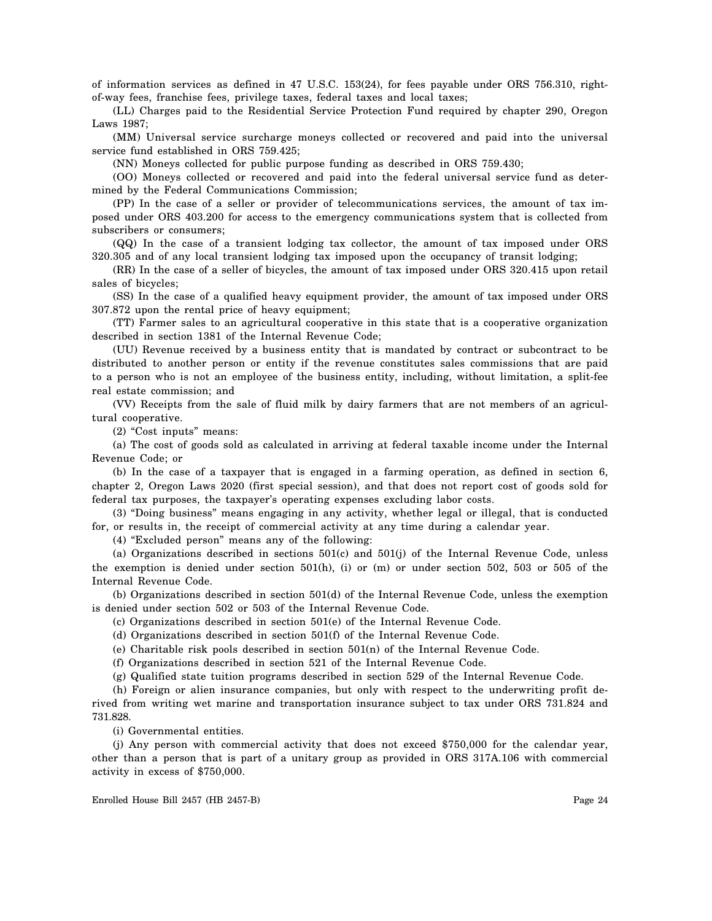of information services as defined in 47 U.S.C. 153(24), for fees payable under ORS 756.310, right-of-way fees, franchise fees, privilege taxes, federal taxes and local taxes;

(LL) Charges paid to the Residential Service Protection Fund required by chapter 290, Oregon Laws 1987;

(MM) Universal service surcharge moneys collected or recovered and paid into the universal service fund established in ORS 759.425;

(NN) Moneys collected for public purpose funding as described in ORS 759.430;

(OO) Moneys collected or recovered and paid into the federal universal service fund as determined by the Federal Communications Commission;

(PP) In the case of a seller or provider of telecommunications services, the amount of tax imposed under ORS 403.200 for access to the emergency communications system that is collected from subscribers or consumers;

(QQ) In the case of a transient lodging tax collector, the amount of tax imposed under ORS 320.305 and of any local transient lodging tax imposed upon the occupancy of transit lodging;

(RR) In the case of a seller of bicycles, the amount of tax imposed under ORS 320.415 upon retail sales of bicycles;

(SS) In the case of a qualified heavy equipment provider, the amount of tax imposed under ORS 307.872 upon the rental price of heavy equipment;

(TT) Farmer sales to an agricultural cooperative in this state that is a cooperative organization described in section 1381 of the Internal Revenue Code;

(UU) Revenue received by a business entity that is mandated by contract or subcontract to be distributed to another person or entity if the revenue constitutes sales commissions that are paid to a person who is not an employee of the business entity, including, without limitation, a split-fee real estate commission; and

(VV) Receipts from the sale of fluid milk by dairy farmers that are not members of an agricultural cooperative.

(2) "Cost inputs" means:

(a) The cost of goods sold as calculated in arriving at federal taxable income under the Internal Revenue Code; or

(b) In the case of a taxpayer that is engaged in a farming operation, as defined in section 6, chapter 2, Oregon Laws 2020 (first special session), and that does not report cost of goods sold for federal tax purposes, the taxpayer's operating expenses excluding labor costs.

(3) "Doing business" means engaging in any activity, whether legal or illegal, that is conducted for, or results in, the receipt of commercial activity at any time during a calendar year.

(4) "Excluded person" means any of the following:

(a) Organizations described in sections 501(c) and 501(j) of the Internal Revenue Code, unless the exemption is denied under section 501(h), (i) or (m) or under section 502, 503 or 505 of the Internal Revenue Code.

(b) Organizations described in section 501(d) of the Internal Revenue Code, unless the exemption is denied under section 502 or 503 of the Internal Revenue Code.

(c) Organizations described in section 501(e) of the Internal Revenue Code.

(d) Organizations described in section 501(f) of the Internal Revenue Code.

(e) Charitable risk pools described in section 501(n) of the Internal Revenue Code.

(f) Organizations described in section 521 of the Internal Revenue Code.

(g) Qualified state tuition programs described in section 529 of the Internal Revenue Code.

(h) Foreign or alien insurance companies, but only with respect to the underwriting profit derived from writing wet marine and transportation insurance subject to tax under ORS 731.824 and 731.828.

(i) Governmental entities.

(j) Any person with commercial activity that does not exceed $750,000 for the calendar year, other than a person that is part of a unitary group as provided in ORS 317A.106 with commercial activity in excess of $750,000.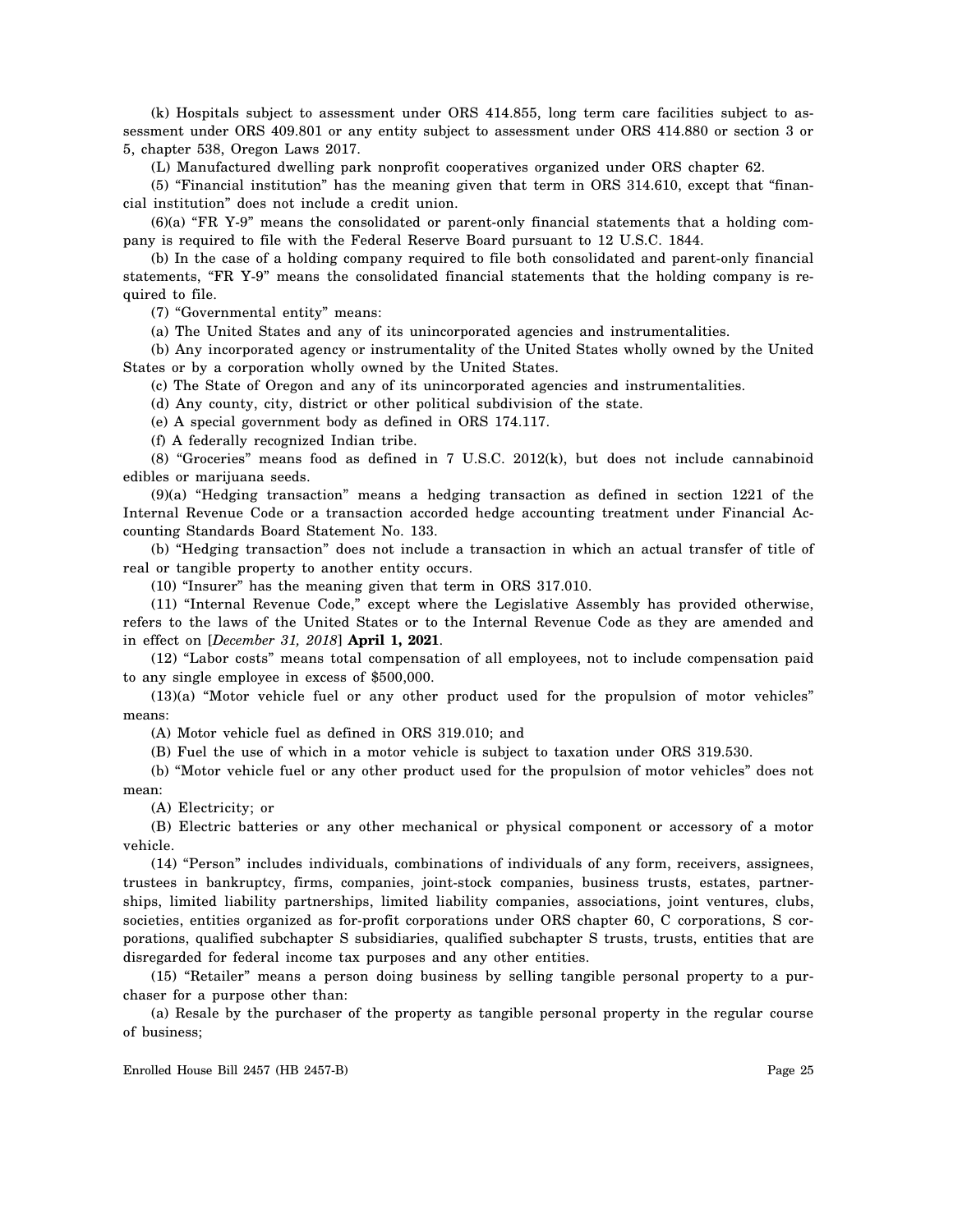(k) Hospitals subject to assessment under ORS 414.855, long term care facilities subject to assessment under ORS 409.801 or any entity subject to assessment under ORS 414.880 or section 3 or 5, chapter 538, Oregon Laws 2017.

(L) Manufactured dwelling park nonprofit cooperatives organized under ORS chapter 62.

(5) "Financial institution" has the meaning given that term in ORS 314.610, except that "financial institution" does not include a credit union.

(6)(a) "FR Y-9" means the consolidated or parent-only financial statements that a holding company is required to file with the Federal Reserve Board pursuant to 12 U.S.C. 1844.

(b) In the case of a holding company required to file both consolidated and parent-only financial statements, "FR Y-9" means the consolidated financial statements that the holding company is required to file.

(7) "Governmental entity" means:

(a) The United States and any of its unincorporated agencies and instrumentalities.

(b) Any incorporated agency or instrumentality of the United States wholly owned by the United States or by a corporation wholly owned by the United States.

(c) The State of Oregon and any of its unincorporated agencies and instrumentalities.

(d) Any county, city, district or other political subdivision of the state.

(e) A special government body as defined in ORS 174.117.

(f) A federally recognized Indian tribe.

(8) "Groceries" means food as defined in 7 U.S.C. 2012(k), but does not include cannabinoid edibles or marijuana seeds.

(9)(a) "Hedging transaction" means a hedging transaction as defined in section 1221 of the Internal Revenue Code or a transaction accorded hedge accounting treatment under Financial Accounting Standards Board Statement No. 133.

(b) "Hedging transaction" does not include a transaction in which an actual transfer of title of real or tangible property to another entity occurs.

(10) "Insurer" has the meaning given that term in ORS 317.010.

(11) "Internal Revenue Code," except where the Legislative Assembly has provided otherwise, refers to the laws of the United States or to the Internal Revenue Code as they are amended and in effect on [*December 31, 2018*] **April 1, 2021**.

(12) "Labor costs" means total compensation of all employees, not to include compensation paid to any single employee in excess of $500,000.

(13)(a) "Motor vehicle fuel or any other product used for the propulsion of motor vehicles" means:

(A) Motor vehicle fuel as defined in ORS 319.010; and

(B) Fuel the use of which in a motor vehicle is subject to taxation under ORS 319.530.

(b) "Motor vehicle fuel or any other product used for the propulsion of motor vehicles" does not mean:

(A) Electricity; or

(B) Electric batteries or any other mechanical or physical component or accessory of a motor vehicle.

(14) "Person" includes individuals, combinations of individuals of any form, receivers, assignees, trustees in bankruptcy, firms, companies, joint-stock companies, business trusts, estates, partnerships, limited liability partnerships, limited liability companies, associations, joint ventures, clubs, societies, entities organized as for-profit corporations under ORS chapter 60, C corporations, S corporations, qualified subchapter S subsidiaries, qualified subchapter S trusts, trusts, entities that are disregarded for federal income tax purposes and any other entities.

(15) "Retailer" means a person doing business by selling tangible personal property to a purchaser for a purpose other than:

(a) Resale by the purchaser of the property as tangible personal property in the regular course of business;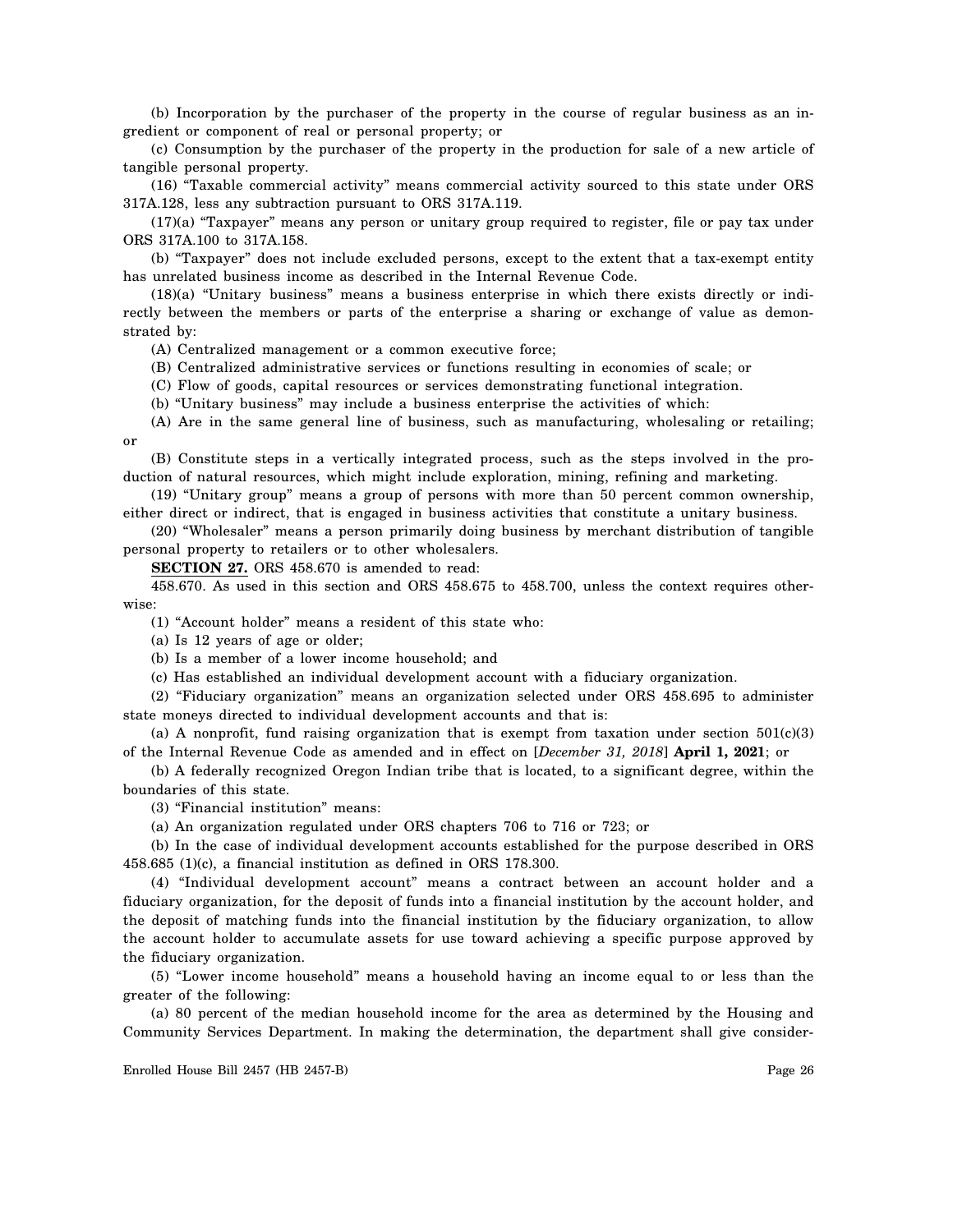(b) Incorporation by the purchaser of the property in the course of regular business as an ingredient or component of real or personal property; or

(c) Consumption by the purchaser of the property in the production for sale of a new article of tangible personal property.

(16) "Taxable commercial activity" means commercial activity sourced to this state under ORS 317A.128, less any subtraction pursuant to ORS 317A.119.

(17)(a) "Taxpayer" means any person or unitary group required to register, file or pay tax under ORS 317A.100 to 317A.158.

(b) "Taxpayer" does not include excluded persons, except to the extent that a tax-exempt entity has unrelated business income as described in the Internal Revenue Code.

(18)(a) "Unitary business" means a business enterprise in which there exists directly or indirectly between the members or parts of the enterprise a sharing or exchange of value as demonstrated by:

(A) Centralized management or a common executive force;

(B) Centralized administrative services or functions resulting in economies of scale; or

(C) Flow of goods, capital resources or services demonstrating functional integration.

(b) "Unitary business" may include a business enterprise the activities of which:

(A) Are in the same general line of business, such as manufacturing, wholesaling or retailing; or

(B) Constitute steps in a vertically integrated process, such as the steps involved in the production of natural resources, which might include exploration, mining, refining and marketing.

(19) "Unitary group" means a group of persons with more than 50 percent common ownership, either direct or indirect, that is engaged in business activities that constitute a unitary business.

(20) "Wholesaler" means a person primarily doing business by merchant distribution of tangible personal property to retailers or to other wholesalers.

**SECTION 27.** ORS 458.670 is amended to read:

458.670. As used in this section and ORS 458.675 to 458.700, unless the context requires otherwise:

(1) "Account holder" means a resident of this state who:

(a) Is 12 years of age or older;

(b) Is a member of a lower income household; and

(c) Has established an individual development account with a fiduciary organization.

(2) "Fiduciary organization" means an organization selected under ORS 458.695 to administer state moneys directed to individual development accounts and that is:

(a) A nonprofit, fund raising organization that is exempt from taxation under section 501(c)(3) of the Internal Revenue Code as amended and in effect on [*December 31, 2018*] **April 1, 2021**; or

(b) A federally recognized Oregon Indian tribe that is located, to a significant degree, within the boundaries of this state.

(3) "Financial institution" means:

(a) An organization regulated under ORS chapters 706 to 716 or 723; or

(b) In the case of individual development accounts established for the purpose described in ORS 458.685 (1)(c), a financial institution as defined in ORS 178.300.

(4) "Individual development account" means a contract between an account holder and a fiduciary organization, for the deposit of funds into a financial institution by the account holder, and the deposit of matching funds into the financial institution by the fiduciary organization, to allow the account holder to accumulate assets for use toward achieving a specific purpose approved by the fiduciary organization.

(5) "Lower income household" means a household having an income equal to or less than the greater of the following:

(a) 80 percent of the median household income for the area as determined by the Housing and Community Services Department. In making the determination, the department shall give consider-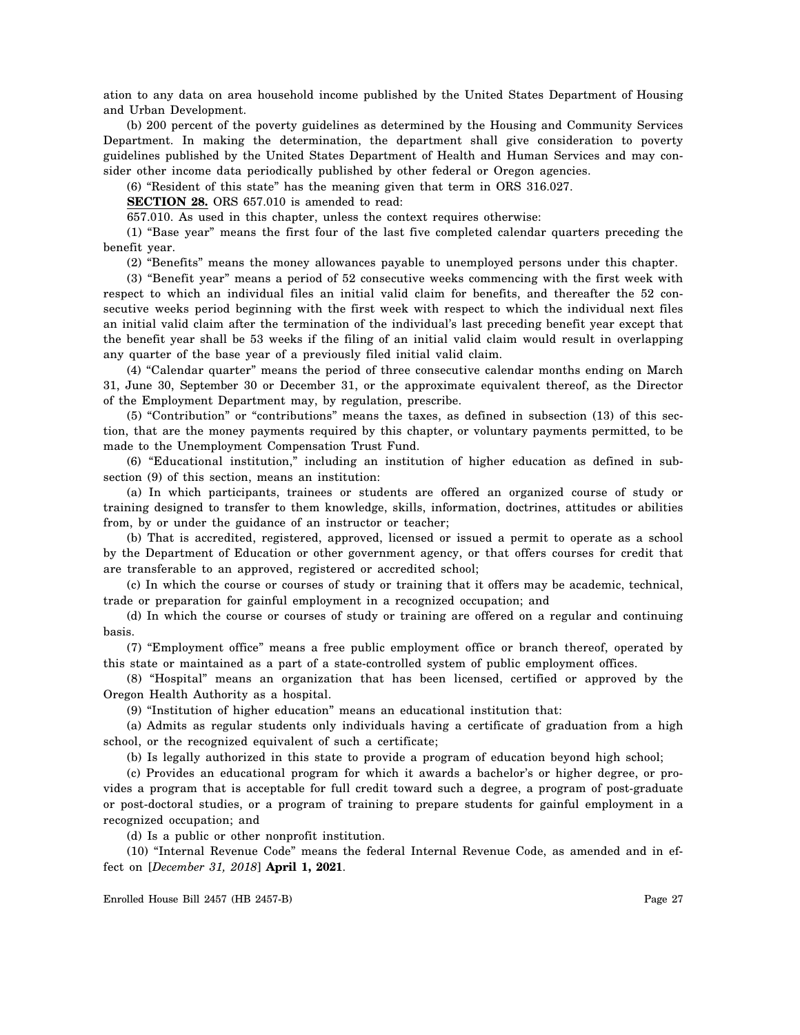ation to any data on area household income published by the United States Department of Housing and Urban Development.

(b) 200 percent of the poverty guidelines as determined by the Housing and Community Services Department. In making the determination, the department shall give consideration to poverty guidelines published by the United States Department of Health and Human Services and may consider other income data periodically published by other federal or Oregon agencies.

(6) "Resident of this state" has the meaning given that term in ORS 316.027.

**SECTION 28.** ORS 657.010 is amended to read:

657.010. As used in this chapter, unless the context requires otherwise:

(1) "Base year" means the first four of the last five completed calendar quarters preceding the benefit year.

(2) "Benefits" means the money allowances payable to unemployed persons under this chapter.

(3) "Benefit year" means a period of 52 consecutive weeks commencing with the first week with respect to which an individual files an initial valid claim for benefits, and thereafter the 52 consecutive weeks period beginning with the first week with respect to which the individual next files an initial valid claim after the termination of the individual's last preceding benefit year except that the benefit year shall be 53 weeks if the filing of an initial valid claim would result in overlapping any quarter of the base year of a previously filed initial valid claim.

(4) "Calendar quarter" means the period of three consecutive calendar months ending on March 31, June 30, September 30 or December 31, or the approximate equivalent thereof, as the Director of the Employment Department may, by regulation, prescribe.

(5) "Contribution" or "contributions" means the taxes, as defined in subsection (13) of this section, that are the money payments required by this chapter, or voluntary payments permitted, to be made to the Unemployment Compensation Trust Fund.

(6) "Educational institution," including an institution of higher education as defined in subsection (9) of this section, means an institution:

(a) In which participants, trainees or students are offered an organized course of study or training designed to transfer to them knowledge, skills, information, doctrines, attitudes or abilities from, by or under the guidance of an instructor or teacher;

(b) That is accredited, registered, approved, licensed or issued a permit to operate as a school by the Department of Education or other government agency, or that offers courses for credit that are transferable to an approved, registered or accredited school;

(c) In which the course or courses of study or training that it offers may be academic, technical, trade or preparation for gainful employment in a recognized occupation; and

(d) In which the course or courses of study or training are offered on a regular and continuing basis.

(7) "Employment office" means a free public employment office or branch thereof, operated by this state or maintained as a part of a state-controlled system of public employment offices.

(8) "Hospital" means an organization that has been licensed, certified or approved by the Oregon Health Authority as a hospital.

(9) "Institution of higher education" means an educational institution that:

(a) Admits as regular students only individuals having a certificate of graduation from a high school, or the recognized equivalent of such a certificate;

(b) Is legally authorized in this state to provide a program of education beyond high school;

(c) Provides an educational program for which it awards a bachelor's or higher degree, or provides a program that is acceptable for full credit toward such a degree, a program of post-graduate or post-doctoral studies, or a program of training to prepare students for gainful employment in a recognized occupation; and

(d) Is a public or other nonprofit institution.

(10) "Internal Revenue Code" means the federal Internal Revenue Code, as amended and in effect on [*December 31, 2018*] **April 1, 2021**.

Enrolled House Bill 2457 (HB 2457-B)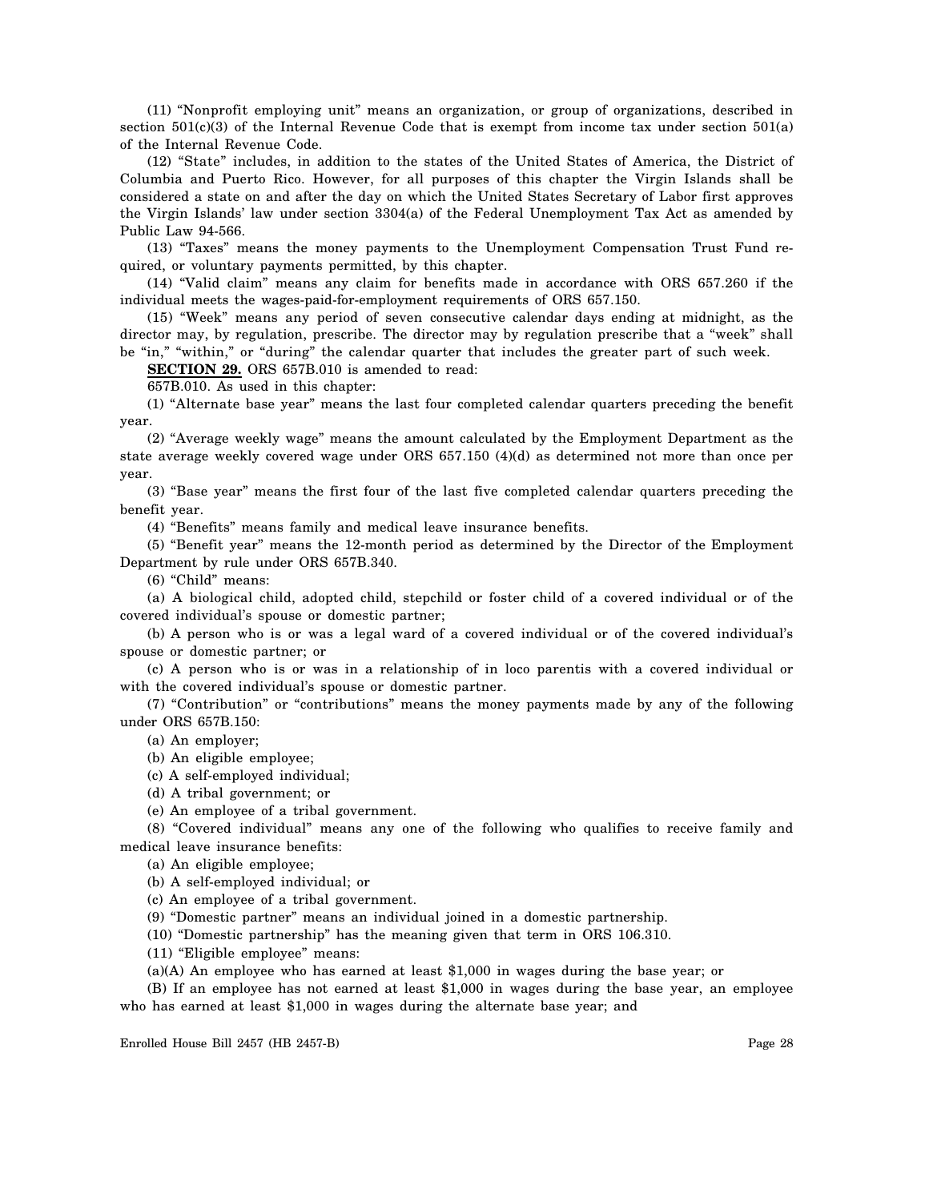(11) "Nonprofit employing unit" means an organization, or group of organizations, described in section 501(c)(3) of the Internal Revenue Code that is exempt from income tax under section 501(a) of the Internal Revenue Code.

(12) "State" includes, in addition to the states of the United States of America, the District of Columbia and Puerto Rico. However, for all purposes of this chapter the Virgin Islands shall be considered a state on and after the day on which the United States Secretary of Labor first approves the Virgin Islands' law under section 3304(a) of the Federal Unemployment Tax Act as amended by Public Law 94-566.

(13) "Taxes" means the money payments to the Unemployment Compensation Trust Fund required, or voluntary payments permitted, by this chapter.

(14) "Valid claim" means any claim for benefits made in accordance with ORS 657.260 if the individual meets the wages-paid-for-employment requirements of ORS 657.150.

(15) "Week" means any period of seven consecutive calendar days ending at midnight, as the director may, by regulation, prescribe. The director may by regulation prescribe that a "week" shall be "in," "within," or "during" the calendar quarter that includes the greater part of such week.

**SECTION 29.** ORS 657B.010 is amended to read:

657B.010. As used in this chapter:

(1) "Alternate base year" means the last four completed calendar quarters preceding the benefit year.

(2) "Average weekly wage" means the amount calculated by the Employment Department as the state average weekly covered wage under ORS 657.150 (4)(d) as determined not more than once per year.

(3) "Base year" means the first four of the last five completed calendar quarters preceding the benefit year.

(4) "Benefits" means family and medical leave insurance benefits.

(5) "Benefit year" means the 12-month period as determined by the Director of the Employment Department by rule under ORS 657B.340.

(6) "Child" means:

(a) A biological child, adopted child, stepchild or foster child of a covered individual or of the covered individual's spouse or domestic partner;

(b) A person who is or was a legal ward of a covered individual or of the covered individual's spouse or domestic partner; or

(c) A person who is or was in a relationship of in loco parentis with a covered individual or with the covered individual's spouse or domestic partner.

(7) "Contribution" or "contributions" means the money payments made by any of the following under ORS 657B.150:

(a) An employer;

(b) An eligible employee;

(c) A self-employed individual;

(d) A tribal government; or

(e) An employee of a tribal government.

(8) "Covered individual" means any one of the following who qualifies to receive family and medical leave insurance benefits:

(a) An eligible employee;

(b) A self-employed individual; or

(c) An employee of a tribal government.

(9) "Domestic partner" means an individual joined in a domestic partnership.

(10) "Domestic partnership" has the meaning given that term in ORS 106.310.

(11) "Eligible employee" means:

(a)(A) An employee who has earned at least $1,000 in wages during the base year; or

(B) If an employee has not earned at least $1,000 in wages during the base year, an employee who has earned at least $1,000 in wages during the alternate base year; and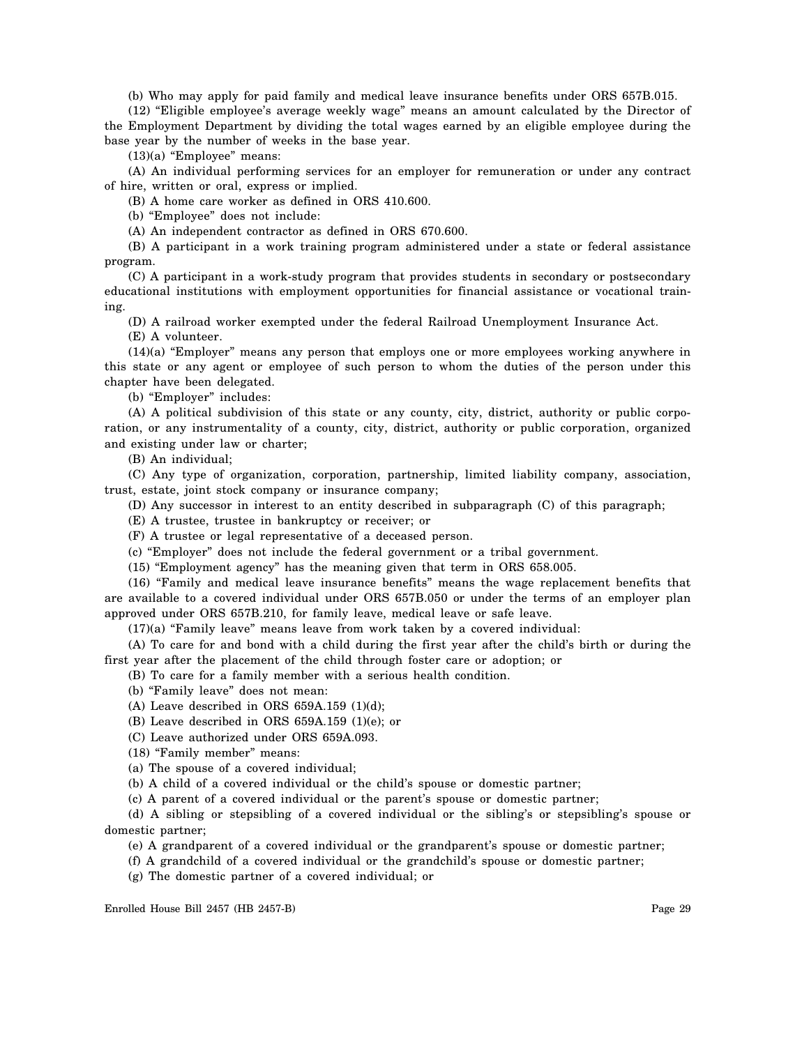(b) Who may apply for paid family and medical leave insurance benefits under ORS 657B.015.

(12) "Eligible employee's average weekly wage" means an amount calculated by the Director of the Employment Department by dividing the total wages earned by an eligible employee during the base year by the number of weeks in the base year.

(13)(a) "Employee" means:

(A) An individual performing services for an employer for remuneration or under any contract of hire, written or oral, express or implied.

(B) A home care worker as defined in ORS 410.600.

(b) "Employee" does not include:

(A) An independent contractor as defined in ORS 670.600.

(B) A participant in a work training program administered under a state or federal assistance program.

(C) A participant in a work-study program that provides students in secondary or postsecondary educational institutions with employment opportunities for financial assistance or vocational training.

(D) A railroad worker exempted under the federal Railroad Unemployment Insurance Act.

(E) A volunteer.

(14)(a) "Employer" means any person that employs one or more employees working anywhere in this state or any agent or employee of such person to whom the duties of the person under this chapter have been delegated.

(b) "Employer" includes:

(A) A political subdivision of this state or any county, city, district, authority or public corporation, or any instrumentality of a county, city, district, authority or public corporation, organized and existing under law or charter;

(B) An individual;

(C) Any type of organization, corporation, partnership, limited liability company, association, trust, estate, joint stock company or insurance company;

(D) Any successor in interest to an entity described in subparagraph (C) of this paragraph;

(E) A trustee, trustee in bankruptcy or receiver; or

(F) A trustee or legal representative of a deceased person.

(c) "Employer" does not include the federal government or a tribal government.

(15) "Employment agency" has the meaning given that term in ORS 658.005.

(16) "Family and medical leave insurance benefits" means the wage replacement benefits that are available to a covered individual under ORS 657B.050 or under the terms of an employer plan approved under ORS 657B.210, for family leave, medical leave or safe leave.

(17)(a) "Family leave" means leave from work taken by a covered individual:

(A) To care for and bond with a child during the first year after the child's birth or during the first year after the placement of the child through foster care or adoption; or

(B) To care for a family member with a serious health condition.

(b) "Family leave" does not mean:

(A) Leave described in ORS 659A.159 (1)(d);

(B) Leave described in ORS 659A.159 (1)(e); or

(C) Leave authorized under ORS 659A.093.

(18) "Family member" means:

(a) The spouse of a covered individual;

(b) A child of a covered individual or the child's spouse or domestic partner;

(c) A parent of a covered individual or the parent's spouse or domestic partner;

(d) A sibling or stepsibling of a covered individual or the sibling's or stepsibling's spouse or domestic partner;

(e) A grandparent of a covered individual or the grandparent's spouse or domestic partner;

(f) A grandchild of a covered individual or the grandchild's spouse or domestic partner;

(g) The domestic partner of a covered individual; or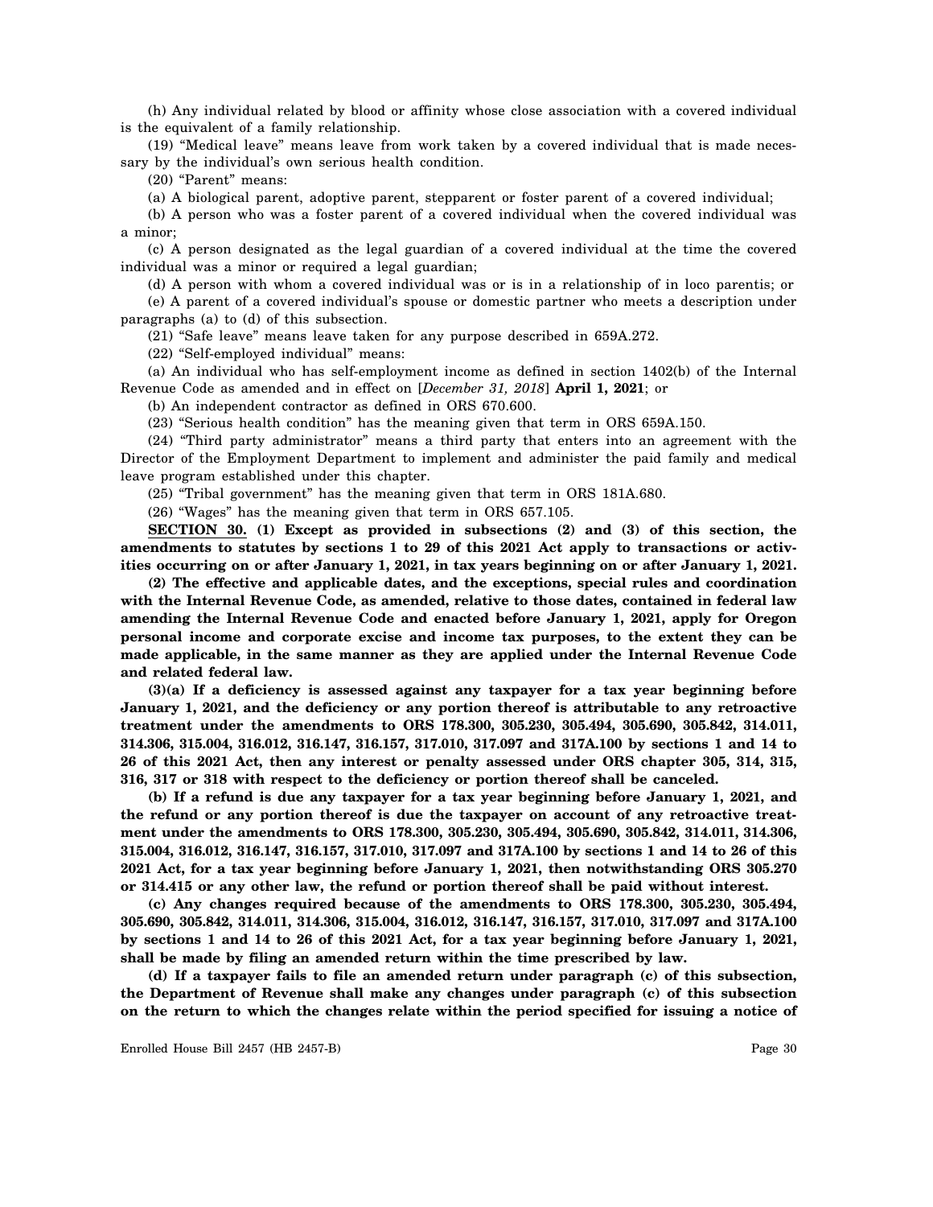(h) Any individual related by blood or affinity whose close association with a covered individual is the equivalent of a family relationship.

(19) "Medical leave" means leave from work taken by a covered individual that is made necessary by the individual's own serious health condition.

(20) "Parent" means:

(a) A biological parent, adoptive parent, stepparent or foster parent of a covered individual;

(b) A person who was a foster parent of a covered individual when the covered individual was a minor;

(c) A person designated as the legal guardian of a covered individual at the time the covered individual was a minor or required a legal guardian;

(d) A person with whom a covered individual was or is in a relationship of in loco parentis; or

(e) A parent of a covered individual's spouse or domestic partner who meets a description under paragraphs (a) to (d) of this subsection.

(21) "Safe leave" means leave taken for any purpose described in 659A.272.

(22) "Self-employed individual" means:

(a) An individual who has self-employment income as defined in section 1402(b) of the Internal Revenue Code as amended and in effect on [*December 31, 2018*] **April 1, 2021**; or

(b) An independent contractor as defined in ORS 670.600.

(23) "Serious health condition" has the meaning given that term in ORS 659A.150.

(24) "Third party administrator" means a third party that enters into an agreement with the Director of the Employment Department to implement and administer the paid family and medical leave program established under this chapter.

(25) "Tribal government" has the meaning given that term in ORS 181A.680.

(26) "Wages" has the meaning given that term in ORS 657.105.

**SECTION 30. (1) Except as provided in subsections (2) and (3) of this section, the amendments to statutes by sections 1 to 29 of this 2021 Act apply to transactions or activities occurring on or after January 1, 2021, in tax years beginning on or after January 1, 2021.**

**(2) The effective and applicable dates, and the exceptions, special rules and coordination with the Internal Revenue Code, as amended, relative to those dates, contained in federal law amending the Internal Revenue Code and enacted before January 1, 2021, apply for Oregon personal income and corporate excise and income tax purposes, to the extent they can be made applicable, in the same manner as they are applied under the Internal Revenue Code and related federal law.**

**(3)(a) If a deficiency is assessed against any taxpayer for a tax year beginning before January 1, 2021, and the deficiency or any portion thereof is attributable to any retroactive treatment under the amendments to ORS 178.300, 305.230, 305.494, 305.690, 305.842, 314.011, 314.306, 315.004, 316.012, 316.147, 316.157, 317.010, 317.097 and 317A.100 by sections 1 and 14 to 26 of this 2021 Act, then any interest or penalty assessed under ORS chapter 305, 314, 315, 316, 317 or 318 with respect to the deficiency or portion thereof shall be canceled.**

**(b) If a refund is due any taxpayer for a tax year beginning before January 1, 2021, and the refund or any portion thereof is due the taxpayer on account of any retroactive treatment under the amendments to ORS 178.300, 305.230, 305.494, 305.690, 305.842, 314.011, 314.306, 315.004, 316.012, 316.147, 316.157, 317.010, 317.097 and 317A.100 by sections 1 and 14 to 26 of this 2021 Act, for a tax year beginning before January 1, 2021, then notwithstanding ORS 305.270 or 314.415 or any other law, the refund or portion thereof shall be paid without interest.**

**(c) Any changes required because of the amendments to ORS 178.300, 305.230, 305.494, 305.690, 305.842, 314.011, 314.306, 315.004, 316.012, 316.147, 316.157, 317.010, 317.097 and 317A.100 by sections 1 and 14 to 26 of this 2021 Act, for a tax year beginning before January 1, 2021, shall be made by filing an amended return within the time prescribed by law.**

**(d) If a taxpayer fails to file an amended return under paragraph (c) of this subsection, the Department of Revenue shall make any changes under paragraph (c) of this subsection on the return to which the changes relate within the period specified for issuing a notice of**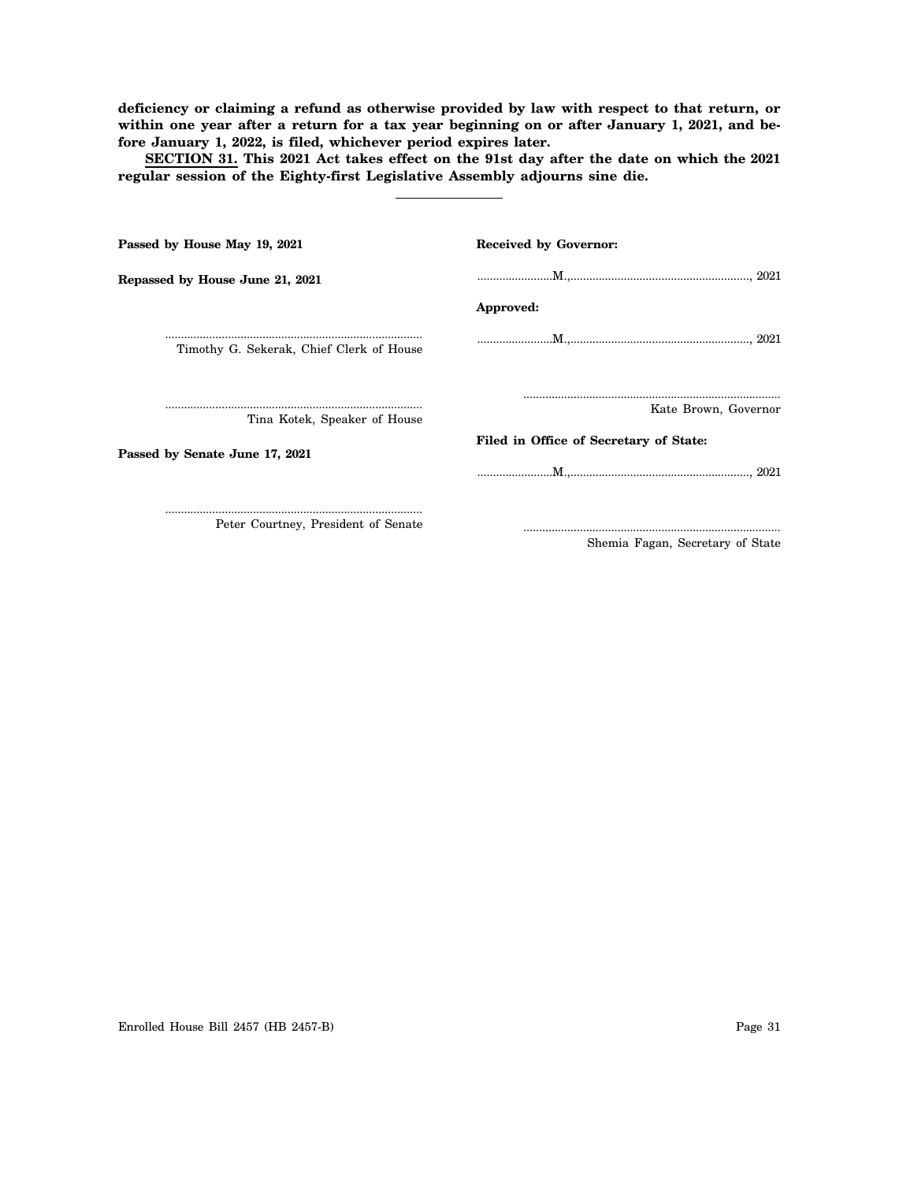**deficiency or claiming a refund as otherwise provided by law with respect to that return, or within one year after a return for a tax year beginning on or after January 1, 2021, and before January 1, 2022, is filed, whichever period expires later.**

**SECTION 31. This 2021 Act takes effect on the 91st day after the date on which the 2021 regular session of the Eighty-first Legislative Assembly adjourns sine die.**

---

**Passed by House May 19, 2021**

**Repassed by House June 21, 2021**

..................................................................................
Timothy G. Sekerak, Chief Clerk of House

..................................................................................
Tina Kotek, Speaker of House

**Passed by Senate June 17, 2021**

..................................................................................
Peter Courtney, President of Senate

**Received by Governor:**

........................M.,........................................................., 2021

**Approved:**

........................M.,........................................................., 2021

..................................................................................
Kate Brown, Governor

**Filed in Office of Secretary of State:**

........................M.,........................................................., 2021

..................................................................................
Shemia Fagan, Secretary of State

Enrolled House Bill 2457 (HB 2457-B)